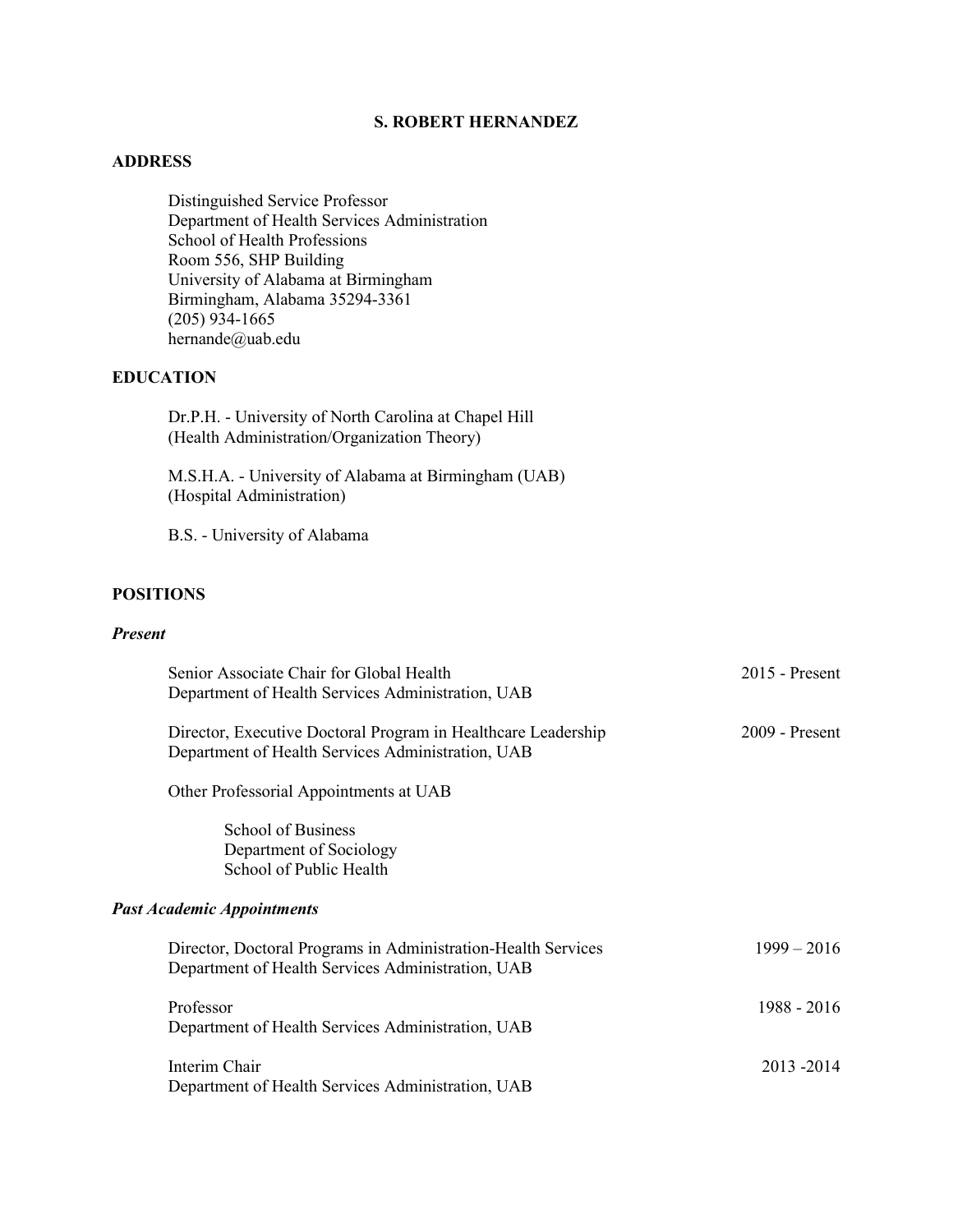# S. ROBERT HERNANDEZ

## ADDRESS

Distinguished Service Professor
Department of Health Services Administration
School of Health Professions
Room 556, SHP Building
University of Alabama at Birmingham
Birmingham, Alabama 35294-3361
(205) 934-1665
hernande@uab.edu

## EDUCATION

Dr.P.H. - University of North Carolina at Chapel Hill
(Health Administration/Organization Theory)

M.S.H.A. - University of Alabama at Birmingham (UAB)
(Hospital Administration)

B.S. - University of Alabama

## POSITIONS

### *Present*

| | |
|---|---|
| Senior Associate Chair for Global Health<br>Department of Health Services Administration, UAB | 2015 - Present |
| Director, Executive Doctoral Program in Healthcare Leadership<br>Department of Health Services Administration, UAB | 2009 - Present |

Other Professorial Appointments at UAB

- School of Business
- Department of Sociology
- School of Public Health

### *Past Academic Appointments*

| | |
|---|---|
| Director, Doctoral Programs in Administration-Health Services<br>Department of Health Services Administration, UAB | 1999 – 2016 |
| Professor<br>Department of Health Services Administration, UAB | 1988 - 2016 |
| Interim Chair<br>Department of Health Services Administration, UAB | 2013 -2014 |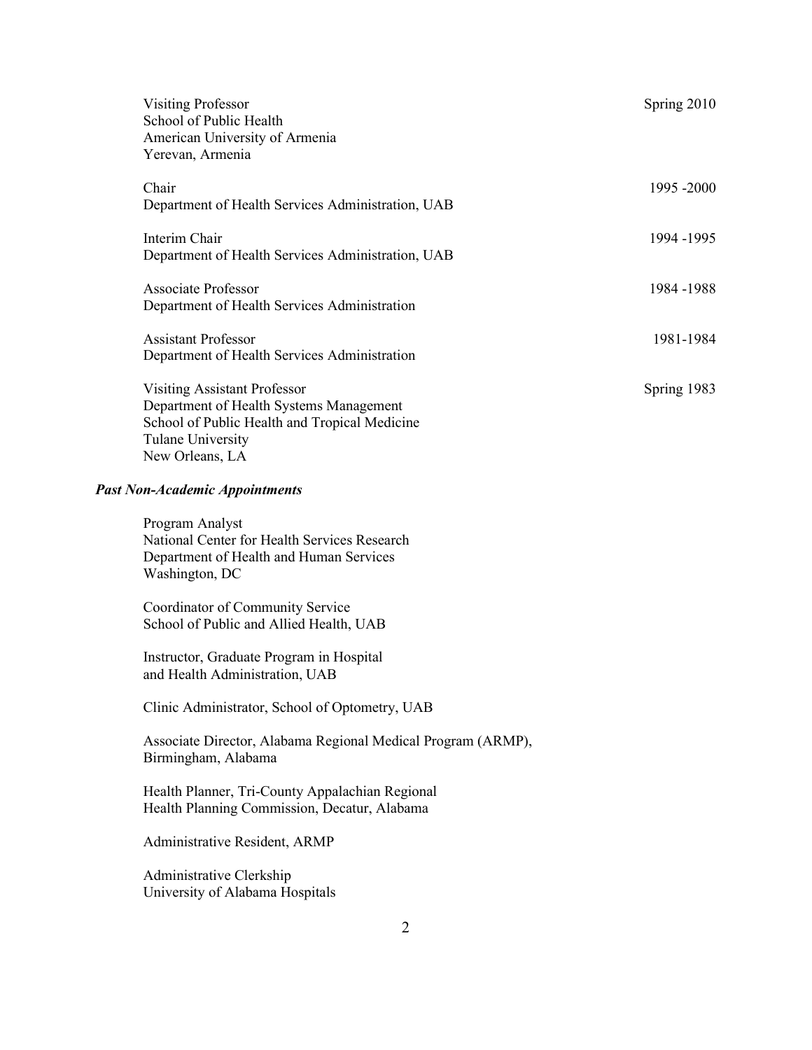Visiting Professor
School of Public Health
American University of Armenia
Yerevan, Armenia — Spring 2010

Chair
Department of Health Services Administration, UAB — 1995 -2000

Interim Chair
Department of Health Services Administration, UAB — 1994 -1995

Associate Professor
Department of Health Services Administration — 1984 -1988

Assistant Professor
Department of Health Services Administration — 1981-1984

Visiting Assistant Professor
Department of Health Systems Management
School of Public Health and Tropical Medicine
Tulane University
New Orleans, LA — Spring 1983

### *Past Non-Academic Appointments*

Program Analyst
National Center for Health Services Research
Department of Health and Human Services
Washington, DC

Coordinator of Community Service
School of Public and Allied Health, UAB

Instructor, Graduate Program in Hospital
and Health Administration, UAB

Clinic Administrator, School of Optometry, UAB

Associate Director, Alabama Regional Medical Program (ARMP),
Birmingham, Alabama

Health Planner, Tri-County Appalachian Regional
Health Planning Commission, Decatur, Alabama

Administrative Resident, ARMP

Administrative Clerkship
University of Alabama Hospitals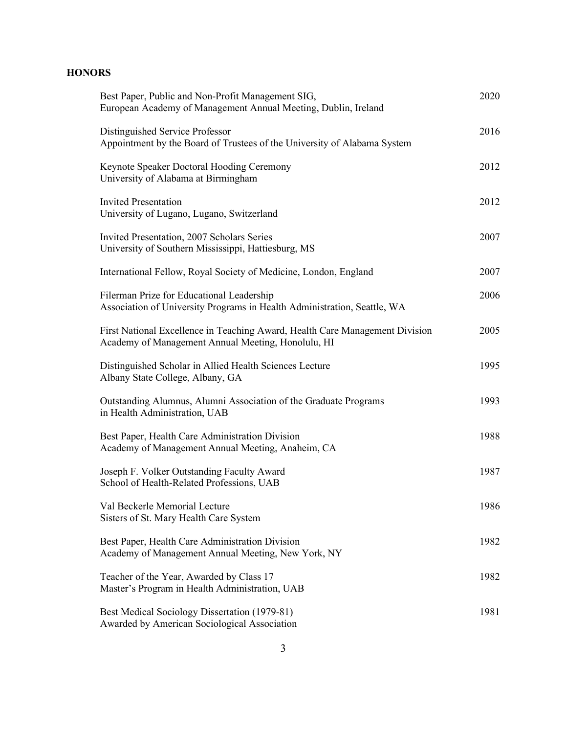## HONORS

| | |
|---|---|
| Best Paper, Public and Non-Profit Management SIG, European Academy of Management Annual Meeting, Dublin, Ireland | 2020 |
| Distinguished Service Professor Appointment by the Board of Trustees of the University of Alabama System | 2016 |
| Keynote Speaker Doctoral Hooding Ceremony University of Alabama at Birmingham | 2012 |
| Invited Presentation University of Lugano, Lugano, Switzerland | 2012 |
| Invited Presentation, 2007 Scholars Series University of Southern Mississippi, Hattiesburg, MS | 2007 |
| International Fellow, Royal Society of Medicine, London, England | 2007 |
| Filerman Prize for Educational Leadership Association of University Programs in Health Administration, Seattle, WA | 2006 |
| First National Excellence in Teaching Award, Health Care Management Division Academy of Management Annual Meeting, Honolulu, HI | 2005 |
| Distinguished Scholar in Allied Health Sciences Lecture Albany State College, Albany, GA | 1995 |
| Outstanding Alumnus, Alumni Association of the Graduate Programs in Health Administration, UAB | 1993 |
| Best Paper, Health Care Administration Division Academy of Management Annual Meeting, Anaheim, CA | 1988 |
| Joseph F. Volker Outstanding Faculty Award School of Health-Related Professions, UAB | 1987 |
| Val Beckerle Memorial Lecture Sisters of St. Mary Health Care System | 1986 |
| Best Paper, Health Care Administration Division Academy of Management Annual Meeting, New York, NY | 1982 |
| Teacher of the Year, Awarded by Class 17 Master's Program in Health Administration, UAB | 1982 |
| Best Medical Sociology Dissertation (1979-81) Awarded by American Sociological Association | 1981 |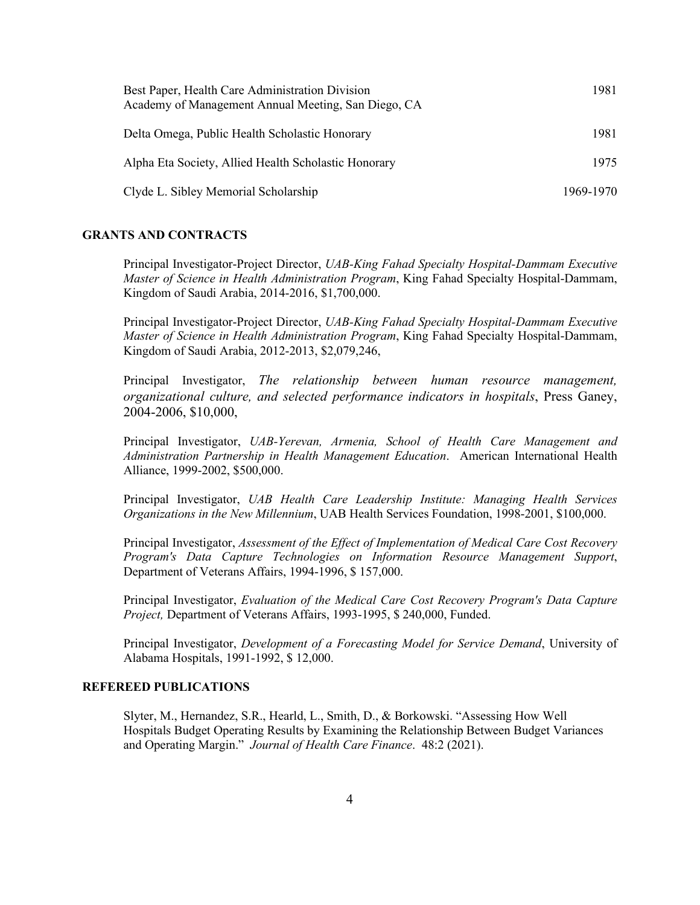| | |
|---|---|
| Best Paper, Health Care Administration Division<br>Academy of Management Annual Meeting, San Diego, CA | 1981 |
| Delta Omega, Public Health Scholastic Honorary | 1981 |
| Alpha Eta Society, Allied Health Scholastic Honorary | 1975 |
| Clyde L. Sibley Memorial Scholarship | 1969-1970 |

## GRANTS AND CONTRACTS

Principal Investigator-Project Director, *UAB-King Fahad Specialty Hospital-Dammam Executive Master of Science in Health Administration Program*, King Fahad Specialty Hospital-Dammam, Kingdom of Saudi Arabia, 2014-2016, $1,700,000.

Principal Investigator-Project Director, *UAB-King Fahad Specialty Hospital-Dammam Executive Master of Science in Health Administration Program*, King Fahad Specialty Hospital-Dammam, Kingdom of Saudi Arabia, 2012-2013, $2,079,246,

Principal Investigator, *The relationship between human resource management, organizational culture, and selected performance indicators in hospitals*, Press Ganey, 2004-2006, $10,000,

Principal Investigator, *UAB-Yerevan, Armenia, School of Health Care Management and Administration Partnership in Health Management Education*. American International Health Alliance, 1999-2002, $500,000.

Principal Investigator, *UAB Health Care Leadership Institute: Managing Health Services Organizations in the New Millennium*, UAB Health Services Foundation, 1998-2001, $100,000.

Principal Investigator, *Assessment of the Effect of Implementation of Medical Care Cost Recovery Program's Data Capture Technologies on Information Resource Management Support*, Department of Veterans Affairs, 1994-1996, $ 157,000.

Principal Investigator, *Evaluation of the Medical Care Cost Recovery Program's Data Capture Project,* Department of Veterans Affairs, 1993-1995, $ 240,000, Funded.

Principal Investigator, *Development of a Forecasting Model for Service Demand*, University of Alabama Hospitals, 1991-1992, $ 12,000.

## REFEREED PUBLICATIONS

Slyter, M., Hernandez, S.R., Hearld, L., Smith, D., & Borkowski. "Assessing How Well Hospitals Budget Operating Results by Examining the Relationship Between Budget Variances and Operating Margin." *Journal of Health Care Finance*. 48:2 (2021).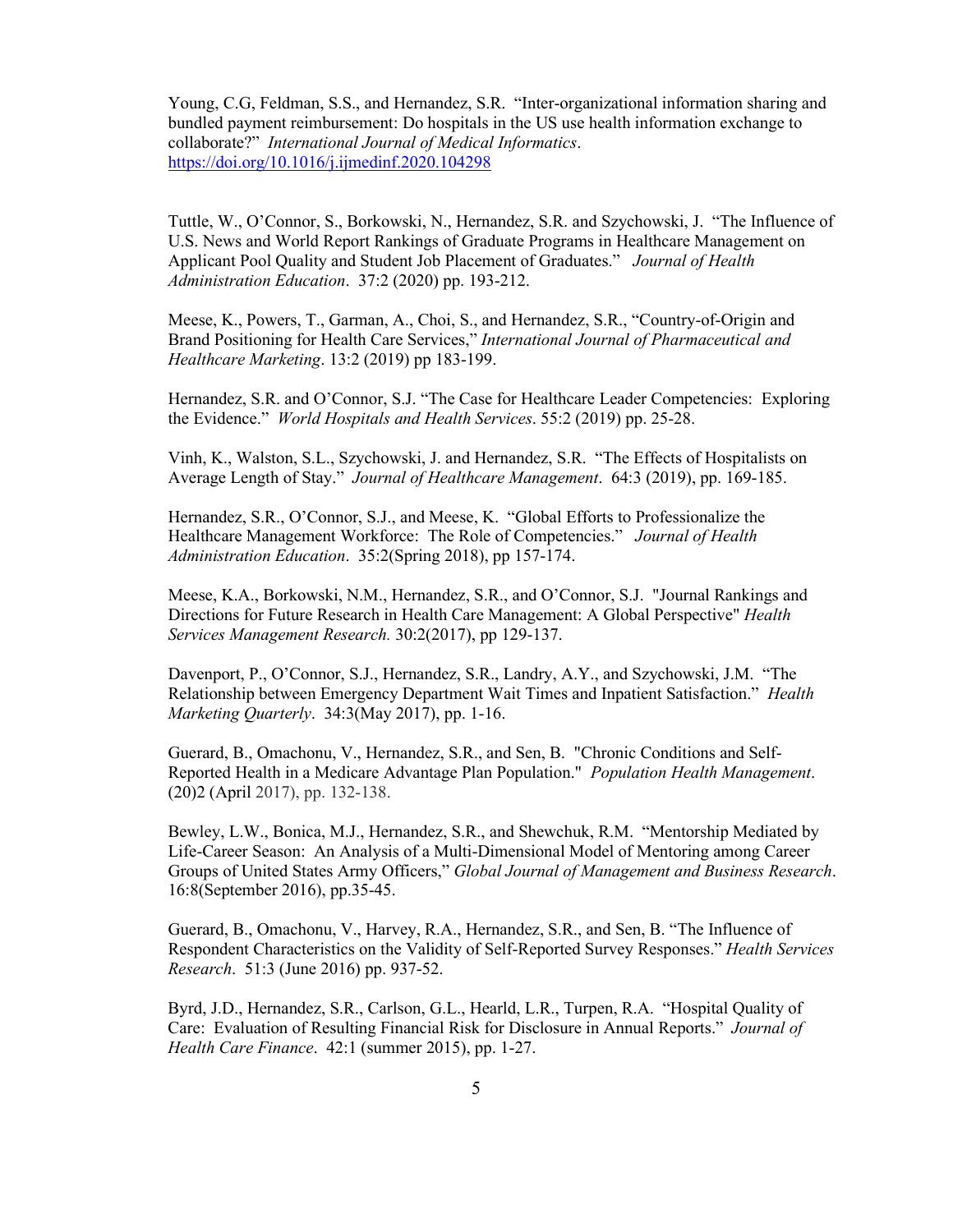Young, C.G, Feldman, S.S., and Hernandez, S.R. "Inter-organizational information sharing and bundled payment reimbursement: Do hospitals in the US use health information exchange to collaborate?" *International Journal of Medical Informatics*. https://doi.org/10.1016/j.ijmedinf.2020.104298

Tuttle, W., O'Connor, S., Borkowski, N., Hernandez, S.R. and Szychowski, J. "The Influence of U.S. News and World Report Rankings of Graduate Programs in Healthcare Management on Applicant Pool Quality and Student Job Placement of Graduates." *Journal of Health Administration Education*. 37:2 (2020) pp. 193-212.

Meese, K., Powers, T., Garman, A., Choi, S., and Hernandez, S.R., "Country-of-Origin and Brand Positioning for Health Care Services," *International Journal of Pharmaceutical and Healthcare Marketing*. 13:2 (2019) pp 183-199.

Hernandez, S.R. and O'Connor, S.J. "The Case for Healthcare Leader Competencies: Exploring the Evidence." *World Hospitals and Health Services*. 55:2 (2019) pp. 25-28.

Vinh, K., Walston, S.L., Szychowski, J. and Hernandez, S.R. "The Effects of Hospitalists on Average Length of Stay." *Journal of Healthcare Management*. 64:3 (2019), pp. 169-185.

Hernandez, S.R., O'Connor, S.J., and Meese, K. "Global Efforts to Professionalize the Healthcare Management Workforce: The Role of Competencies." *Journal of Health Administration Education*. 35:2(Spring 2018), pp 157-174.

Meese, K.A., Borkowski, N.M., Hernandez, S.R., and O'Connor, S.J. "Journal Rankings and Directions for Future Research in Health Care Management: A Global Perspective" *Health Services Management Research.* 30:2(2017), pp 129-137.

Davenport, P., O'Connor, S.J., Hernandez, S.R., Landry, A.Y., and Szychowski, J.M. "The Relationship between Emergency Department Wait Times and Inpatient Satisfaction." *Health Marketing Quarterly*. 34:3(May 2017), pp. 1-16.

Guerard, B., Omachonu, V., Hernandez, S.R., and Sen, B. "Chronic Conditions and Self-Reported Health in a Medicare Advantage Plan Population." *Population Health Management*. (20)2 (April 2017), pp. 132-138.

Bewley, L.W., Bonica, M.J., Hernandez, S.R., and Shewchuk, R.M. "Mentorship Mediated by Life-Career Season: An Analysis of a Multi-Dimensional Model of Mentoring among Career Groups of United States Army Officers," *Global Journal of Management and Business Research*. 16:8(September 2016), pp.35-45.

Guerard, B., Omachonu, V., Harvey, R.A., Hernandez, S.R., and Sen, B. "The Influence of Respondent Characteristics on the Validity of Self-Reported Survey Responses." *Health Services Research*. 51:3 (June 2016) pp. 937-52.

Byrd, J.D., Hernandez, S.R., Carlson, G.L., Hearld, L.R., Turpen, R.A. "Hospital Quality of Care: Evaluation of Resulting Financial Risk for Disclosure in Annual Reports." *Journal of Health Care Finance*. 42:1 (summer 2015), pp. 1-27.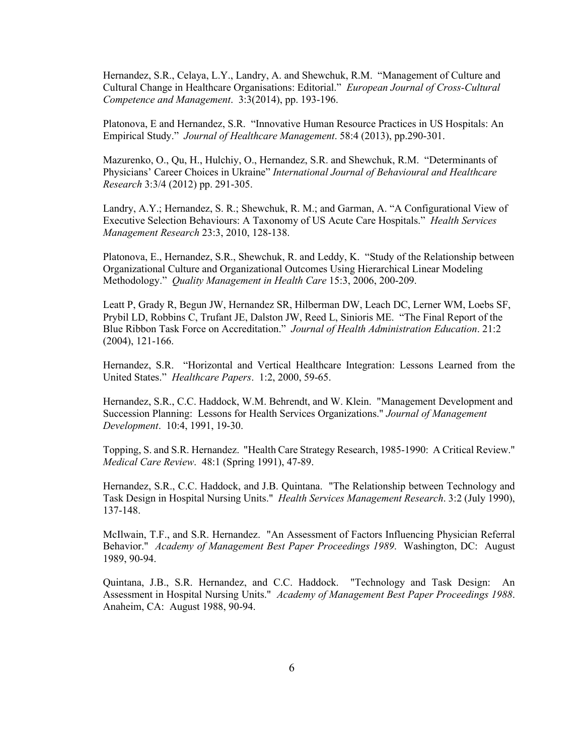Hernandez, S.R., Celaya, L.Y., Landry, A. and Shewchuk, R.M. "Management of Culture and Cultural Change in Healthcare Organisations: Editorial." *European Journal of Cross-Cultural Competence and Management*. 3:3(2014), pp. 193-196.

Platonova, E and Hernandez, S.R. "Innovative Human Resource Practices in US Hospitals: An Empirical Study." *Journal of Healthcare Management*. 58:4 (2013), pp.290-301.

Mazurenko, O., Qu, H., Hulchiy, O., Hernandez, S.R. and Shewchuk, R.M. "Determinants of Physicians' Career Choices in Ukraine" *International Journal of Behavioural and Healthcare Research* 3:3/4 (2012) pp. 291-305.

Landry, A.Y.; Hernandez, S. R.; Shewchuk, R. M.; and Garman, A. "A Configurational View of Executive Selection Behaviours: A Taxonomy of US Acute Care Hospitals." *Health Services Management Research* 23:3, 2010, 128-138.

Platonova, E., Hernandez, S.R., Shewchuk, R. and Leddy, K. "Study of the Relationship between Organizational Culture and Organizational Outcomes Using Hierarchical Linear Modeling Methodology." *Quality Management in Health Care* 15:3, 2006, 200-209.

Leatt P, Grady R, Begun JW, Hernandez SR, Hilberman DW, Leach DC, Lerner WM, Loebs SF, Prybil LD, Robbins C, Trufant JE, Dalston JW, Reed L, Sinioris ME. "The Final Report of the Blue Ribbon Task Force on Accreditation." *Journal of Health Administration Education*. 21:2 (2004), 121-166.

Hernandez, S.R. "Horizontal and Vertical Healthcare Integration: Lessons Learned from the United States." *Healthcare Papers*. 1:2, 2000, 59-65.

Hernandez, S.R., C.C. Haddock, W.M. Behrendt, and W. Klein. "Management Development and Succession Planning: Lessons for Health Services Organizations." *Journal of Management Development*. 10:4, 1991, 19-30.

Topping, S. and S.R. Hernandez. "Health Care Strategy Research, 1985-1990: A Critical Review." *Medical Care Review*. 48:1 (Spring 1991), 47-89.

Hernandez, S.R., C.C. Haddock, and J.B. Quintana. "The Relationship between Technology and Task Design in Hospital Nursing Units." *Health Services Management Research*. 3:2 (July 1990), 137-148.

McIlwain, T.F., and S.R. Hernandez. "An Assessment of Factors Influencing Physician Referral Behavior." *Academy of Management Best Paper Proceedings 1989*. Washington, DC: August 1989, 90-94.

Quintana, J.B., S.R. Hernandez, and C.C. Haddock. "Technology and Task Design: An Assessment in Hospital Nursing Units." *Academy of Management Best Paper Proceedings 1988*. Anaheim, CA: August 1988, 90-94.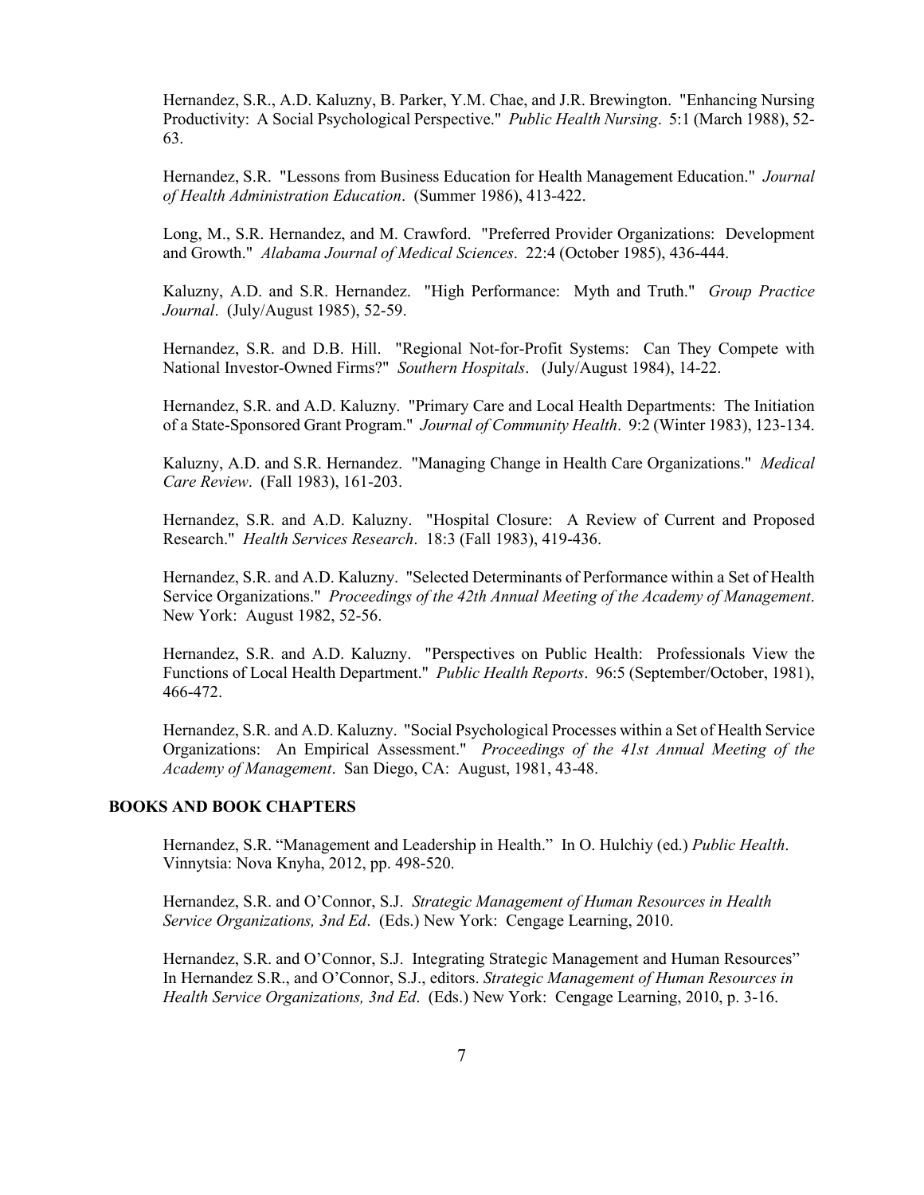Hernandez, S.R., A.D. Kaluzny, B. Parker, Y.M. Chae, and J.R. Brewington. "Enhancing Nursing Productivity: A Social Psychological Perspective." *Public Health Nursing*. 5:1 (March 1988), 52-63.

Hernandez, S.R. "Lessons from Business Education for Health Management Education." *Journal of Health Administration Education*. (Summer 1986), 413-422.

Long, M., S.R. Hernandez, and M. Crawford. "Preferred Provider Organizations: Development and Growth." *Alabama Journal of Medical Sciences*. 22:4 (October 1985), 436-444.

Kaluzny, A.D. and S.R. Hernandez. "High Performance: Myth and Truth." *Group Practice Journal*. (July/August 1985), 52-59.

Hernandez, S.R. and D.B. Hill. "Regional Not-for-Profit Systems: Can They Compete with National Investor-Owned Firms?" *Southern Hospitals*. (July/August 1984), 14-22.

Hernandez, S.R. and A.D. Kaluzny. "Primary Care and Local Health Departments: The Initiation of a State-Sponsored Grant Program." *Journal of Community Health*. 9:2 (Winter 1983), 123-134.

Kaluzny, A.D. and S.R. Hernandez. "Managing Change in Health Care Organizations." *Medical Care Review*. (Fall 1983), 161-203.

Hernandez, S.R. and A.D. Kaluzny. "Hospital Closure: A Review of Current and Proposed Research." *Health Services Research*. 18:3 (Fall 1983), 419-436.

Hernandez, S.R. and A.D. Kaluzny. "Selected Determinants of Performance within a Set of Health Service Organizations." *Proceedings of the 42th Annual Meeting of the Academy of Management*. New York: August 1982, 52-56.

Hernandez, S.R. and A.D. Kaluzny. "Perspectives on Public Health: Professionals View the Functions of Local Health Department." *Public Health Reports*. 96:5 (September/October, 1981), 466-472.

Hernandez, S.R. and A.D. Kaluzny. "Social Psychological Processes within a Set of Health Service Organizations: An Empirical Assessment." *Proceedings of the 41st Annual Meeting of the Academy of Management*. San Diego, CA: August, 1981, 43-48.

## BOOKS AND BOOK CHAPTERS

Hernandez, S.R. "Management and Leadership in Health." In O. Hulchiy (ed.) *Public Health*. Vinnytsia: Nova Knyha, 2012, pp. 498-520.

Hernandez, S.R. and O'Connor, S.J. *Strategic Management of Human Resources in Health Service Organizations, 3nd Ed*. (Eds.) New York: Cengage Learning, 2010.

Hernandez, S.R. and O'Connor, S.J. Integrating Strategic Management and Human Resources" In Hernandez S.R., and O'Connor, S.J., editors. *Strategic Management of Human Resources in Health Service Organizations, 3nd Ed*. (Eds.) New York: Cengage Learning, 2010, p. 3-16.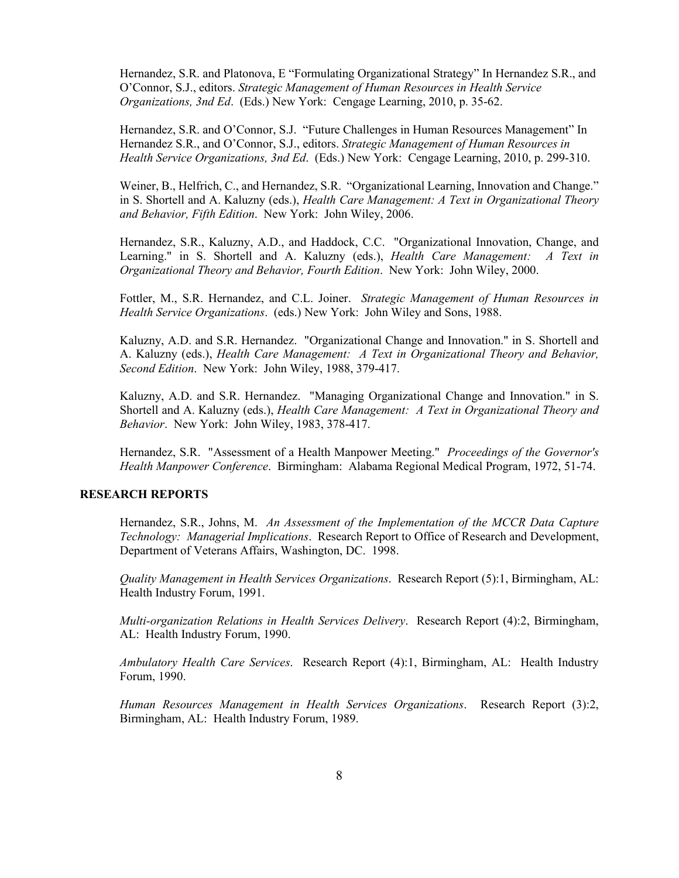Hernandez, S.R. and Platonova, E "Formulating Organizational Strategy" In Hernandez S.R., and O'Connor, S.J., editors. *Strategic Management of Human Resources in Health Service Organizations, 3nd Ed*. (Eds.) New York: Cengage Learning, 2010, p. 35-62.

Hernandez, S.R. and O'Connor, S.J. "Future Challenges in Human Resources Management" In Hernandez S.R., and O'Connor, S.J., editors. *Strategic Management of Human Resources in Health Service Organizations, 3nd Ed*. (Eds.) New York: Cengage Learning, 2010, p. 299-310.

Weiner, B., Helfrich, C., and Hernandez, S.R. "Organizational Learning, Innovation and Change." in S. Shortell and A. Kaluzny (eds.), *Health Care Management: A Text in Organizational Theory and Behavior, Fifth Edition*. New York: John Wiley, 2006.

Hernandez, S.R., Kaluzny, A.D., and Haddock, C.C. "Organizational Innovation, Change, and Learning." in S. Shortell and A. Kaluzny (eds.), *Health Care Management: A Text in Organizational Theory and Behavior, Fourth Edition*. New York: John Wiley, 2000.

Fottler, M., S.R. Hernandez, and C.L. Joiner. *Strategic Management of Human Resources in Health Service Organizations*. (eds.) New York: John Wiley and Sons, 1988.

Kaluzny, A.D. and S.R. Hernandez. "Organizational Change and Innovation." in S. Shortell and A. Kaluzny (eds.), *Health Care Management: A Text in Organizational Theory and Behavior, Second Edition*. New York: John Wiley, 1988, 379-417.

Kaluzny, A.D. and S.R. Hernandez. "Managing Organizational Change and Innovation." in S. Shortell and A. Kaluzny (eds.), *Health Care Management: A Text in Organizational Theory and Behavior*. New York: John Wiley, 1983, 378-417.

Hernandez, S.R. "Assessment of a Health Manpower Meeting." *Proceedings of the Governor's Health Manpower Conference*. Birmingham: Alabama Regional Medical Program, 1972, 51-74.

## RESEARCH REPORTS

Hernandez, S.R., Johns, M. *An Assessment of the Implementation of the MCCR Data Capture Technology: Managerial Implications*. Research Report to Office of Research and Development, Department of Veterans Affairs, Washington, DC. 1998.

*Quality Management in Health Services Organizations*. Research Report (5):1, Birmingham, AL: Health Industry Forum, 1991.

*Multi-organization Relations in Health Services Delivery*. Research Report (4):2, Birmingham, AL: Health Industry Forum, 1990.

*Ambulatory Health Care Services*. Research Report (4):1, Birmingham, AL: Health Industry Forum, 1990.

*Human Resources Management in Health Services Organizations*. Research Report (3):2, Birmingham, AL: Health Industry Forum, 1989.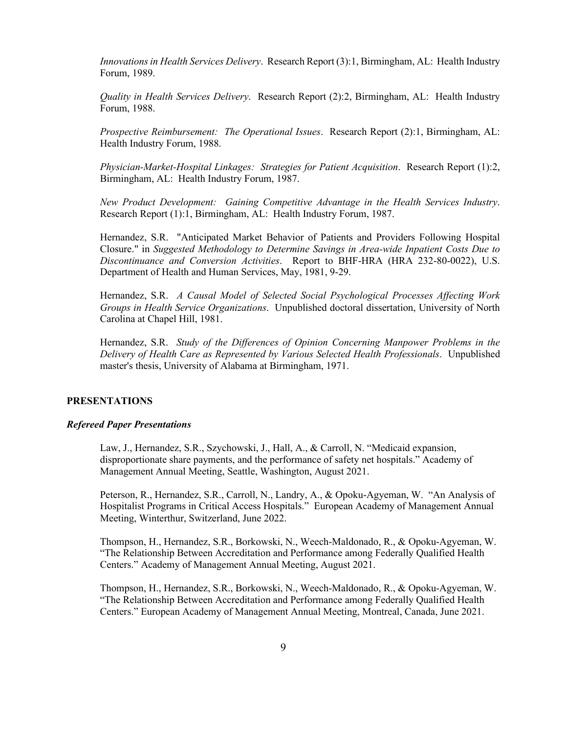*Innovations in Health Services Delivery*. Research Report (3):1, Birmingham, AL: Health Industry Forum, 1989.

*Quality in Health Services Delivery*. Research Report (2):2, Birmingham, AL: Health Industry Forum, 1988.

*Prospective Reimbursement: The Operational Issues*. Research Report (2):1, Birmingham, AL: Health Industry Forum, 1988.

*Physician-Market-Hospital Linkages: Strategies for Patient Acquisition*. Research Report (1):2, Birmingham, AL: Health Industry Forum, 1987.

*New Product Development: Gaining Competitive Advantage in the Health Services Industry*. Research Report (1):1, Birmingham, AL: Health Industry Forum, 1987.

Hernandez, S.R. "Anticipated Market Behavior of Patients and Providers Following Hospital Closure." in *Suggested Methodology to Determine Savings in Area-wide Inpatient Costs Due to Discontinuance and Conversion Activities*. Report to BHF-HRA (HRA 232-80-0022), U.S. Department of Health and Human Services, May, 1981, 9-29.

Hernandez, S.R. *A Causal Model of Selected Social Psychological Processes Affecting Work Groups in Health Service Organizations*. Unpublished doctoral dissertation, University of North Carolina at Chapel Hill, 1981.

Hernandez, S.R. *Study of the Differences of Opinion Concerning Manpower Problems in the Delivery of Health Care as Represented by Various Selected Health Professionals*. Unpublished master's thesis, University of Alabama at Birmingham, 1971.

## PRESENTATIONS

### *Refereed Paper Presentations*

Law, J., Hernandez, S.R., Szychowski, J., Hall, A., & Carroll, N. "Medicaid expansion, disproportionate share payments, and the performance of safety net hospitals." Academy of Management Annual Meeting, Seattle, Washington, August 2021.

Peterson, R., Hernandez, S.R., Carroll, N., Landry, A., & Opoku-Agyeman, W. "An Analysis of Hospitalist Programs in Critical Access Hospitals." European Academy of Management Annual Meeting, Winterthur, Switzerland, June 2022.

Thompson, H., Hernandez, S.R., Borkowski, N., Weech-Maldonado, R., & Opoku-Agyeman, W. "The Relationship Between Accreditation and Performance among Federally Qualified Health Centers." Academy of Management Annual Meeting, August 2021.

Thompson, H., Hernandez, S.R., Borkowski, N., Weech-Maldonado, R., & Opoku-Agyeman, W. "The Relationship Between Accreditation and Performance among Federally Qualified Health Centers." European Academy of Management Annual Meeting, Montreal, Canada, June 2021.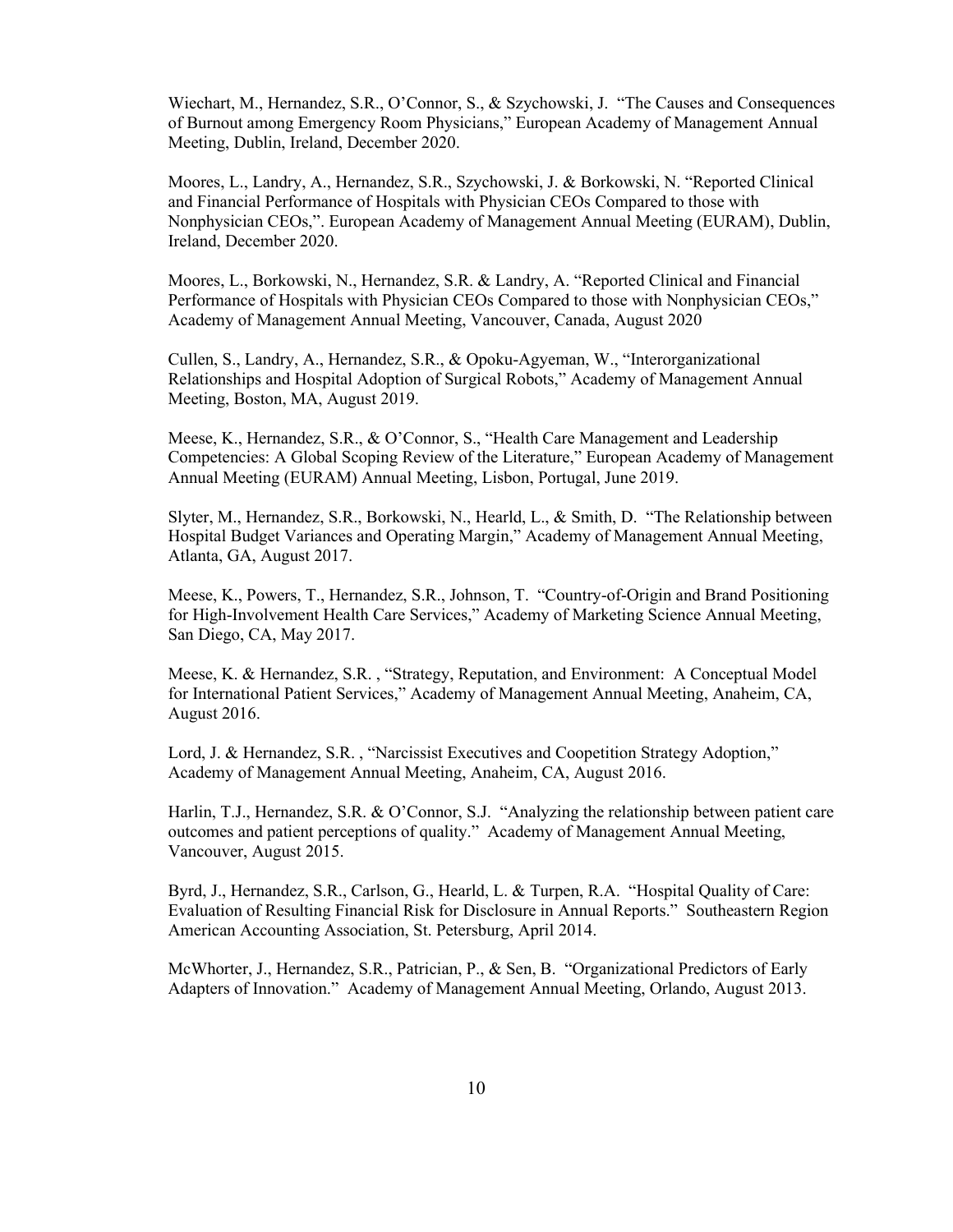Wiechart, M., Hernandez, S.R., O'Connor, S., & Szychowski, J. "The Causes and Consequences of Burnout among Emergency Room Physicians," European Academy of Management Annual Meeting, Dublin, Ireland, December 2020.

Moores, L., Landry, A., Hernandez, S.R., Szychowski, J. & Borkowski, N. "Reported Clinical and Financial Performance of Hospitals with Physician CEOs Compared to those with Nonphysician CEOs,". European Academy of Management Annual Meeting (EURAM), Dublin, Ireland, December 2020.

Moores, L., Borkowski, N., Hernandez, S.R. & Landry, A. "Reported Clinical and Financial Performance of Hospitals with Physician CEOs Compared to those with Nonphysician CEOs," Academy of Management Annual Meeting, Vancouver, Canada, August 2020

Cullen, S., Landry, A., Hernandez, S.R., & Opoku-Agyeman, W., "Interorganizational Relationships and Hospital Adoption of Surgical Robots," Academy of Management Annual Meeting, Boston, MA, August 2019.

Meese, K., Hernandez, S.R., & O'Connor, S., "Health Care Management and Leadership Competencies: A Global Scoping Review of the Literature," European Academy of Management Annual Meeting (EURAM) Annual Meeting, Lisbon, Portugal, June 2019.

Slyter, M., Hernandez, S.R., Borkowski, N., Hearld, L., & Smith, D. "The Relationship between Hospital Budget Variances and Operating Margin," Academy of Management Annual Meeting, Atlanta, GA, August 2017.

Meese, K., Powers, T., Hernandez, S.R., Johnson, T. "Country-of-Origin and Brand Positioning for High-Involvement Health Care Services," Academy of Marketing Science Annual Meeting, San Diego, CA, May 2017.

Meese, K. & Hernandez, S.R. , "Strategy, Reputation, and Environment: A Conceptual Model for International Patient Services," Academy of Management Annual Meeting, Anaheim, CA, August 2016.

Lord, J. & Hernandez, S.R. , "Narcissist Executives and Coopetition Strategy Adoption," Academy of Management Annual Meeting, Anaheim, CA, August 2016.

Harlin, T.J., Hernandez, S.R. & O'Connor, S.J. "Analyzing the relationship between patient care outcomes and patient perceptions of quality." Academy of Management Annual Meeting, Vancouver, August 2015.

Byrd, J., Hernandez, S.R., Carlson, G., Hearld, L. & Turpen, R.A. "Hospital Quality of Care: Evaluation of Resulting Financial Risk for Disclosure in Annual Reports." Southeastern Region American Accounting Association, St. Petersburg, April 2014.

McWhorter, J., Hernandez, S.R., Patrician, P., & Sen, B. "Organizational Predictors of Early Adapters of Innovation." Academy of Management Annual Meeting, Orlando, August 2013.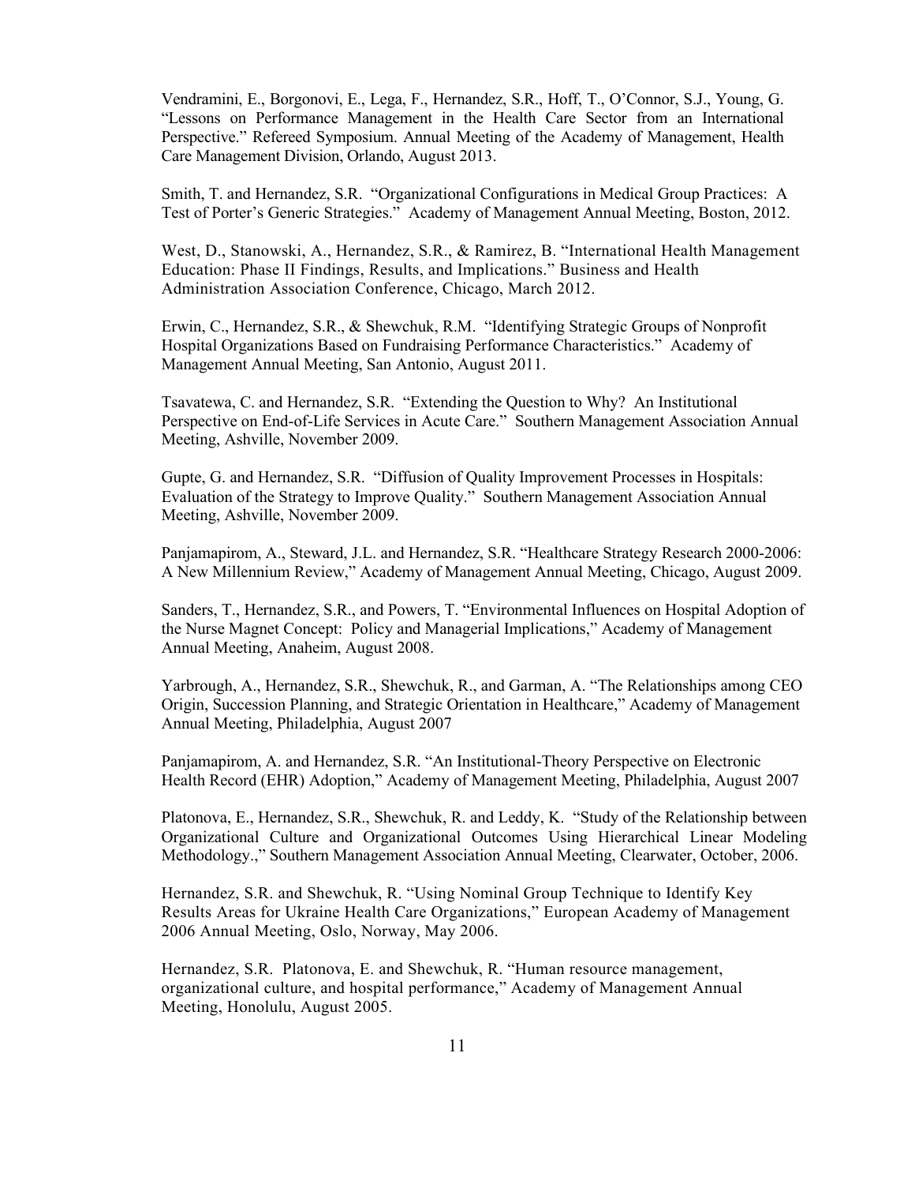Vendramini, E., Borgonovi, E., Lega, F., Hernandez, S.R., Hoff, T., O'Connor, S.J., Young, G. "Lessons on Performance Management in the Health Care Sector from an International Perspective." Refereed Symposium. Annual Meeting of the Academy of Management, Health Care Management Division, Orlando, August 2013.

Smith, T. and Hernandez, S.R. "Organizational Configurations in Medical Group Practices: A Test of Porter's Generic Strategies." Academy of Management Annual Meeting, Boston, 2012.

West, D., Stanowski, A., Hernandez, S.R., & Ramirez, B. "International Health Management Education: Phase II Findings, Results, and Implications." Business and Health Administration Association Conference, Chicago, March 2012.

Erwin, C., Hernandez, S.R., & Shewchuk, R.M. "Identifying Strategic Groups of Nonprofit Hospital Organizations Based on Fundraising Performance Characteristics." Academy of Management Annual Meeting, San Antonio, August 2011.

Tsavatewa, C. and Hernandez, S.R. "Extending the Question to Why? An Institutional Perspective on End-of-Life Services in Acute Care." Southern Management Association Annual Meeting, Ashville, November 2009.

Gupte, G. and Hernandez, S.R. "Diffusion of Quality Improvement Processes in Hospitals: Evaluation of the Strategy to Improve Quality." Southern Management Association Annual Meeting, Ashville, November 2009.

Panjamapirom, A., Steward, J.L. and Hernandez, S.R. "Healthcare Strategy Research 2000-2006: A New Millennium Review," Academy of Management Annual Meeting, Chicago, August 2009.

Sanders, T., Hernandez, S.R., and Powers, T. "Environmental Influences on Hospital Adoption of the Nurse Magnet Concept: Policy and Managerial Implications," Academy of Management Annual Meeting, Anaheim, August 2008.

Yarbrough, A., Hernandez, S.R., Shewchuk, R., and Garman, A. "The Relationships among CEO Origin, Succession Planning, and Strategic Orientation in Healthcare," Academy of Management Annual Meeting, Philadelphia, August 2007

Panjamapirom, A. and Hernandez, S.R. "An Institutional-Theory Perspective on Electronic Health Record (EHR) Adoption," Academy of Management Meeting, Philadelphia, August 2007

Platonova, E., Hernandez, S.R., Shewchuk, R. and Leddy, K. "Study of the Relationship between Organizational Culture and Organizational Outcomes Using Hierarchical Linear Modeling Methodology.," Southern Management Association Annual Meeting, Clearwater, October, 2006.

Hernandez, S.R. and Shewchuk, R. "Using Nominal Group Technique to Identify Key Results Areas for Ukraine Health Care Organizations," European Academy of Management 2006 Annual Meeting, Oslo, Norway, May 2006.

Hernandez, S.R. Platonova, E. and Shewchuk, R. "Human resource management, organizational culture, and hospital performance," Academy of Management Annual Meeting, Honolulu, August 2005.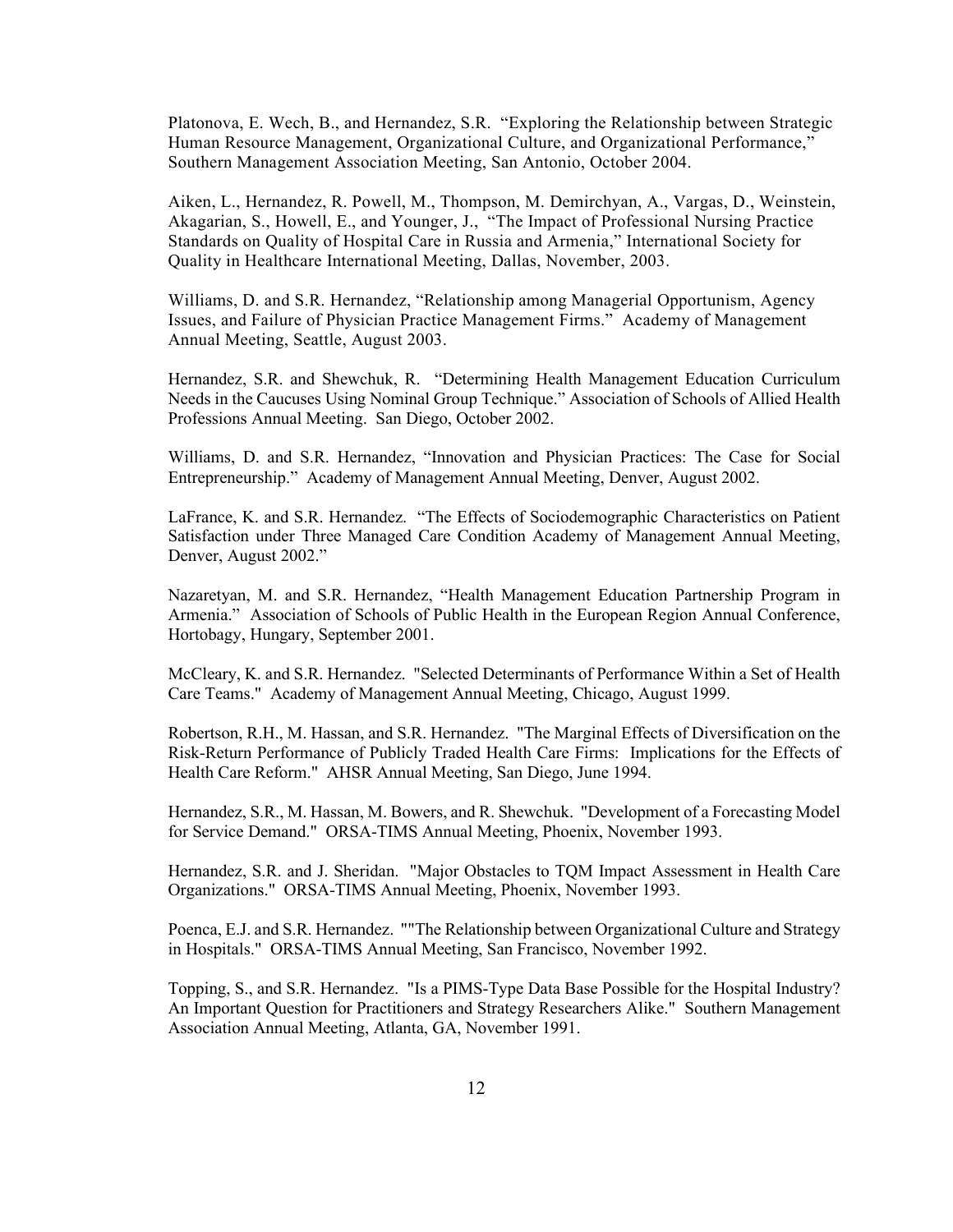Platonova, E. Wech, B., and Hernandez, S.R. "Exploring the Relationship between Strategic Human Resource Management, Organizational Culture, and Organizational Performance," Southern Management Association Meeting, San Antonio, October 2004.

Aiken, L., Hernandez, R. Powell, M., Thompson, M. Demirchyan, A., Vargas, D., Weinstein, Akagarian, S., Howell, E., and Younger, J., "The Impact of Professional Nursing Practice Standards on Quality of Hospital Care in Russia and Armenia," International Society for Quality in Healthcare International Meeting, Dallas, November, 2003.

Williams, D. and S.R. Hernandez, "Relationship among Managerial Opportunism, Agency Issues, and Failure of Physician Practice Management Firms." Academy of Management Annual Meeting, Seattle, August 2003.

Hernandez, S.R. and Shewchuk, R. "Determining Health Management Education Curriculum Needs in the Caucuses Using Nominal Group Technique." Association of Schools of Allied Health Professions Annual Meeting. San Diego, October 2002.

Williams, D. and S.R. Hernandez, "Innovation and Physician Practices: The Case for Social Entrepreneurship." Academy of Management Annual Meeting, Denver, August 2002.

LaFrance, K. and S.R. Hernandez. "The Effects of Sociodemographic Characteristics on Patient Satisfaction under Three Managed Care Condition Academy of Management Annual Meeting, Denver, August 2002."

Nazaretyan, M. and S.R. Hernandez, "Health Management Education Partnership Program in Armenia." Association of Schools of Public Health in the European Region Annual Conference, Hortobagy, Hungary, September 2001.

McCleary, K. and S.R. Hernandez. "Selected Determinants of Performance Within a Set of Health Care Teams." Academy of Management Annual Meeting, Chicago, August 1999.

Robertson, R.H., M. Hassan, and S.R. Hernandez. "The Marginal Effects of Diversification on the Risk-Return Performance of Publicly Traded Health Care Firms: Implications for the Effects of Health Care Reform." AHSR Annual Meeting, San Diego, June 1994.

Hernandez, S.R., M. Hassan, M. Bowers, and R. Shewchuk. "Development of a Forecasting Model for Service Demand." ORSA-TIMS Annual Meeting, Phoenix, November 1993.

Hernandez, S.R. and J. Sheridan. "Major Obstacles to TQM Impact Assessment in Health Care Organizations." ORSA-TIMS Annual Meeting, Phoenix, November 1993.

Poenca, E.J. and S.R. Hernandez. ""The Relationship between Organizational Culture and Strategy in Hospitals." ORSA-TIMS Annual Meeting, San Francisco, November 1992.

Topping, S., and S.R. Hernandez. "Is a PIMS-Type Data Base Possible for the Hospital Industry? An Important Question for Practitioners and Strategy Researchers Alike." Southern Management Association Annual Meeting, Atlanta, GA, November 1991.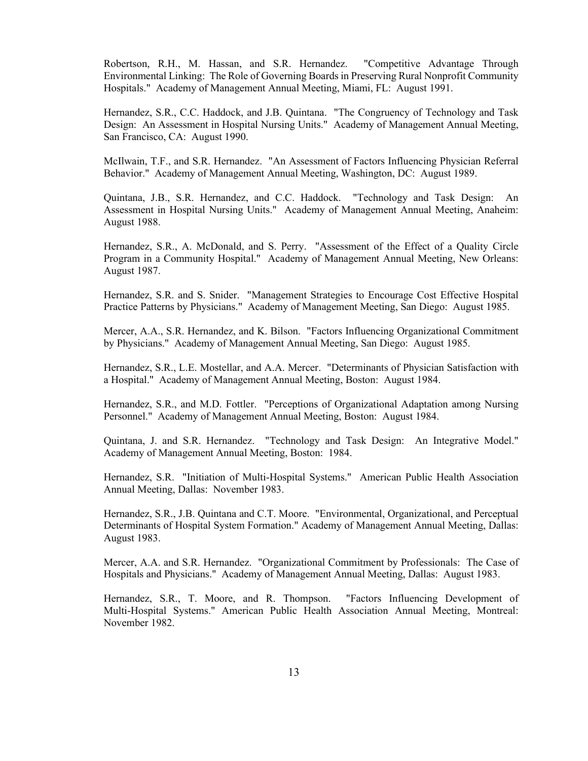Robertson, R.H., M. Hassan, and S.R. Hernandez. "Competitive Advantage Through Environmental Linking: The Role of Governing Boards in Preserving Rural Nonprofit Community Hospitals." Academy of Management Annual Meeting, Miami, FL: August 1991.

Hernandez, S.R., C.C. Haddock, and J.B. Quintana. "The Congruency of Technology and Task Design: An Assessment in Hospital Nursing Units." Academy of Management Annual Meeting, San Francisco, CA: August 1990.

McIlwain, T.F., and S.R. Hernandez. "An Assessment of Factors Influencing Physician Referral Behavior." Academy of Management Annual Meeting, Washington, DC: August 1989.

Quintana, J.B., S.R. Hernandez, and C.C. Haddock. "Technology and Task Design: An Assessment in Hospital Nursing Units." Academy of Management Annual Meeting, Anaheim: August 1988.

Hernandez, S.R., A. McDonald, and S. Perry. "Assessment of the Effect of a Quality Circle Program in a Community Hospital." Academy of Management Annual Meeting, New Orleans: August 1987.

Hernandez, S.R. and S. Snider. "Management Strategies to Encourage Cost Effective Hospital Practice Patterns by Physicians." Academy of Management Meeting, San Diego: August 1985.

Mercer, A.A., S.R. Hernandez, and K. Bilson. "Factors Influencing Organizational Commitment by Physicians." Academy of Management Annual Meeting, San Diego: August 1985.

Hernandez, S.R., L.E. Mostellar, and A.A. Mercer. "Determinants of Physician Satisfaction with a Hospital." Academy of Management Annual Meeting, Boston: August 1984.

Hernandez, S.R., and M.D. Fottler. "Perceptions of Organizational Adaptation among Nursing Personnel." Academy of Management Annual Meeting, Boston: August 1984.

Quintana, J. and S.R. Hernandez. "Technology and Task Design: An Integrative Model." Academy of Management Annual Meeting, Boston: 1984.

Hernandez, S.R. "Initiation of Multi-Hospital Systems." American Public Health Association Annual Meeting, Dallas: November 1983.

Hernandez, S.R., J.B. Quintana and C.T. Moore. "Environmental, Organizational, and Perceptual Determinants of Hospital System Formation." Academy of Management Annual Meeting, Dallas: August 1983.

Mercer, A.A. and S.R. Hernandez. "Organizational Commitment by Professionals: The Case of Hospitals and Physicians." Academy of Management Annual Meeting, Dallas: August 1983.

Hernandez, S.R., T. Moore, and R. Thompson. "Factors Influencing Development of Multi-Hospital Systems." American Public Health Association Annual Meeting, Montreal: November 1982.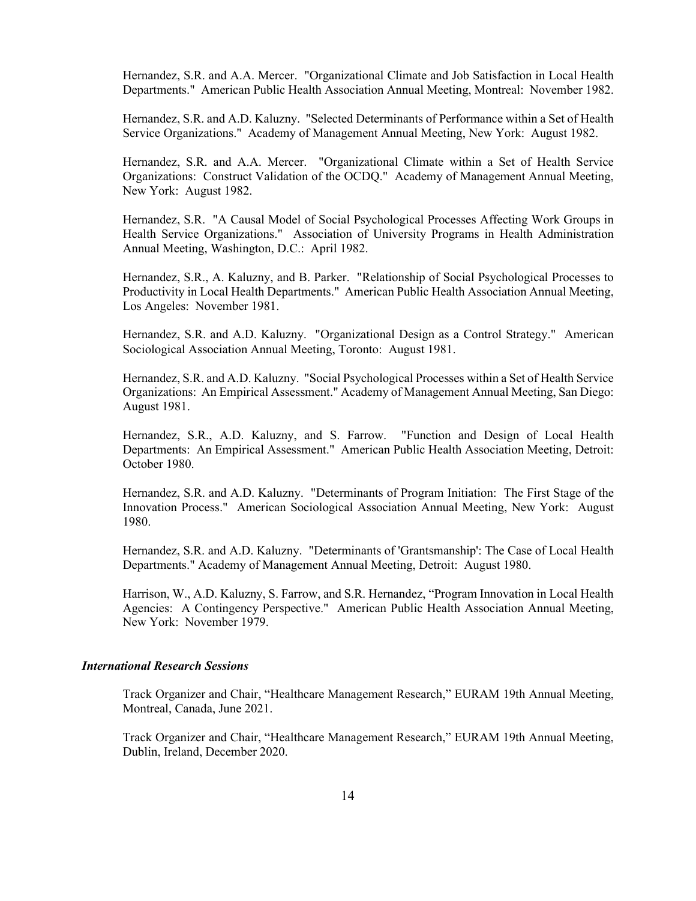Hernandez, S.R. and A.A. Mercer. "Organizational Climate and Job Satisfaction in Local Health Departments." American Public Health Association Annual Meeting, Montreal: November 1982.

Hernandez, S.R. and A.D. Kaluzny. "Selected Determinants of Performance within a Set of Health Service Organizations." Academy of Management Annual Meeting, New York: August 1982.

Hernandez, S.R. and A.A. Mercer. "Organizational Climate within a Set of Health Service Organizations: Construct Validation of the OCDQ." Academy of Management Annual Meeting, New York: August 1982.

Hernandez, S.R. "A Causal Model of Social Psychological Processes Affecting Work Groups in Health Service Organizations." Association of University Programs in Health Administration Annual Meeting, Washington, D.C.: April 1982.

Hernandez, S.R., A. Kaluzny, and B. Parker. "Relationship of Social Psychological Processes to Productivity in Local Health Departments." American Public Health Association Annual Meeting, Los Angeles: November 1981.

Hernandez, S.R. and A.D. Kaluzny. "Organizational Design as a Control Strategy." American Sociological Association Annual Meeting, Toronto: August 1981.

Hernandez, S.R. and A.D. Kaluzny. "Social Psychological Processes within a Set of Health Service Organizations: An Empirical Assessment." Academy of Management Annual Meeting, San Diego: August 1981.

Hernandez, S.R., A.D. Kaluzny, and S. Farrow. "Function and Design of Local Health Departments: An Empirical Assessment." American Public Health Association Meeting, Detroit: October 1980.

Hernandez, S.R. and A.D. Kaluzny. "Determinants of Program Initiation: The First Stage of the Innovation Process." American Sociological Association Annual Meeting, New York: August 1980.

Hernandez, S.R. and A.D. Kaluzny. "Determinants of 'Grantsmanship': The Case of Local Health Departments." Academy of Management Annual Meeting, Detroit: August 1980.

Harrison, W., A.D. Kaluzny, S. Farrow, and S.R. Hernandez, "Program Innovation in Local Health Agencies: A Contingency Perspective." American Public Health Association Annual Meeting, New York: November 1979.

### *International Research Sessions*

Track Organizer and Chair, "Healthcare Management Research," EURAM 19th Annual Meeting, Montreal, Canada, June 2021.

Track Organizer and Chair, "Healthcare Management Research," EURAM 19th Annual Meeting, Dublin, Ireland, December 2020.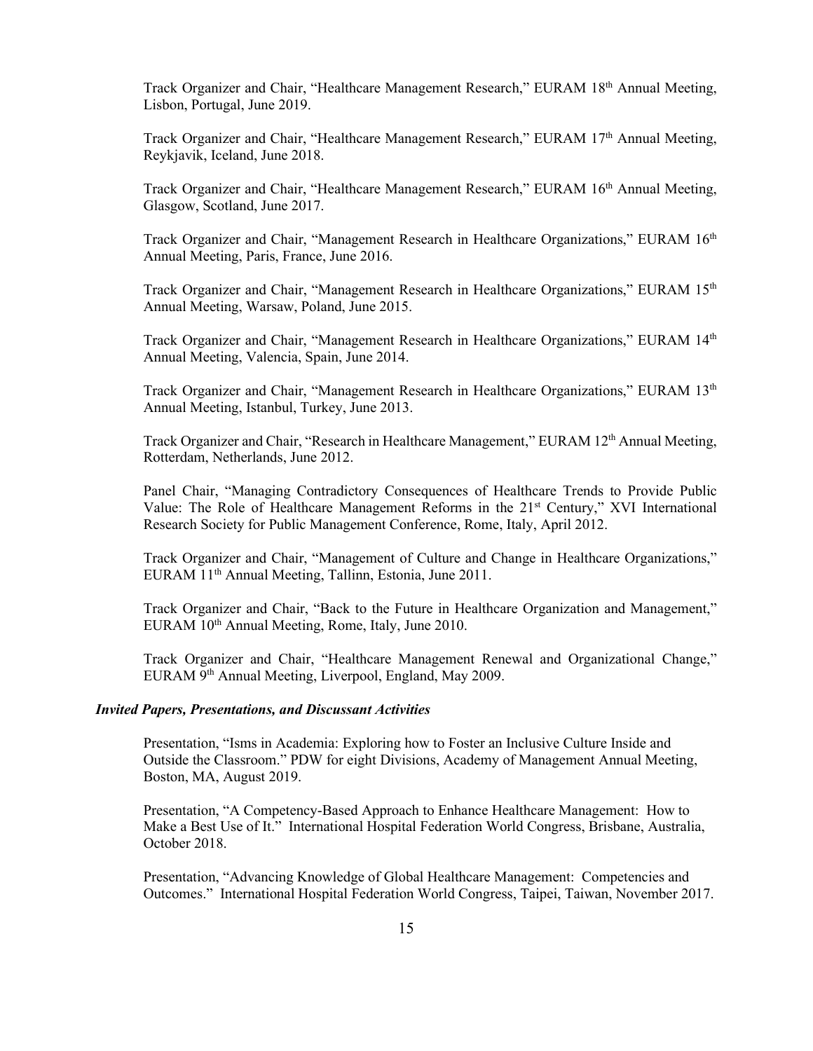Track Organizer and Chair, "Healthcare Management Research," EURAM 18th Annual Meeting, Lisbon, Portugal, June 2019.

Track Organizer and Chair, "Healthcare Management Research," EURAM 17th Annual Meeting, Reykjavik, Iceland, June 2018.

Track Organizer and Chair, "Healthcare Management Research," EURAM 16th Annual Meeting, Glasgow, Scotland, June 2017.

Track Organizer and Chair, "Management Research in Healthcare Organizations," EURAM 16th Annual Meeting, Paris, France, June 2016.

Track Organizer and Chair, "Management Research in Healthcare Organizations," EURAM 15th Annual Meeting, Warsaw, Poland, June 2015.

Track Organizer and Chair, "Management Research in Healthcare Organizations," EURAM 14th Annual Meeting, Valencia, Spain, June 2014.

Track Organizer and Chair, "Management Research in Healthcare Organizations," EURAM 13th Annual Meeting, Istanbul, Turkey, June 2013.

Track Organizer and Chair, "Research in Healthcare Management," EURAM 12th Annual Meeting, Rotterdam, Netherlands, June 2012.

Panel Chair, "Managing Contradictory Consequences of Healthcare Trends to Provide Public Value: The Role of Healthcare Management Reforms in the 21st Century," XVI International Research Society for Public Management Conference, Rome, Italy, April 2012.

Track Organizer and Chair, "Management of Culture and Change in Healthcare Organizations," EURAM 11th Annual Meeting, Tallinn, Estonia, June 2011.

Track Organizer and Chair, "Back to the Future in Healthcare Organization and Management," EURAM 10th Annual Meeting, Rome, Italy, June 2010.

Track Organizer and Chair, "Healthcare Management Renewal and Organizational Change," EURAM 9th Annual Meeting, Liverpool, England, May 2009.

***Invited Papers, Presentations, and Discussant Activities***

Presentation, "Isms in Academia: Exploring how to Foster an Inclusive Culture Inside and Outside the Classroom." PDW for eight Divisions, Academy of Management Annual Meeting, Boston, MA, August 2019.

Presentation, "A Competency-Based Approach to Enhance Healthcare Management: How to Make a Best Use of It." International Hospital Federation World Congress, Brisbane, Australia, October 2018.

Presentation, "Advancing Knowledge of Global Healthcare Management: Competencies and Outcomes." International Hospital Federation World Congress, Taipei, Taiwan, November 2017.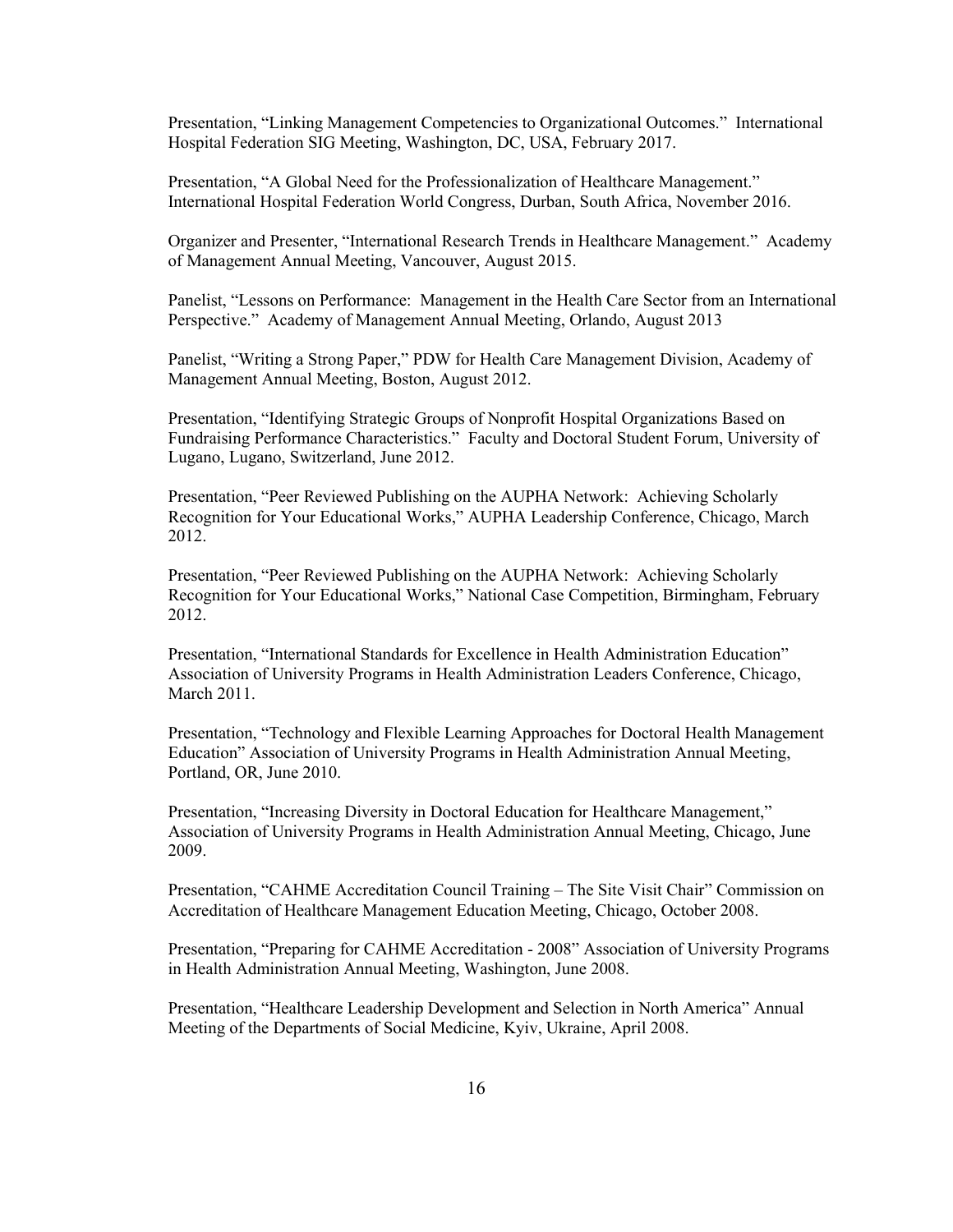Presentation, "Linking Management Competencies to Organizational Outcomes." International Hospital Federation SIG Meeting, Washington, DC, USA, February 2017.

Presentation, "A Global Need for the Professionalization of Healthcare Management." International Hospital Federation World Congress, Durban, South Africa, November 2016.

Organizer and Presenter, "International Research Trends in Healthcare Management." Academy of Management Annual Meeting, Vancouver, August 2015.

Panelist, "Lessons on Performance: Management in the Health Care Sector from an International Perspective." Academy of Management Annual Meeting, Orlando, August 2013

Panelist, "Writing a Strong Paper," PDW for Health Care Management Division, Academy of Management Annual Meeting, Boston, August 2012.

Presentation, "Identifying Strategic Groups of Nonprofit Hospital Organizations Based on Fundraising Performance Characteristics." Faculty and Doctoral Student Forum, University of Lugano, Lugano, Switzerland, June 2012.

Presentation, "Peer Reviewed Publishing on the AUPHA Network: Achieving Scholarly Recognition for Your Educational Works," AUPHA Leadership Conference, Chicago, March 2012.

Presentation, "Peer Reviewed Publishing on the AUPHA Network: Achieving Scholarly Recognition for Your Educational Works," National Case Competition, Birmingham, February 2012.

Presentation, "International Standards for Excellence in Health Administration Education" Association of University Programs in Health Administration Leaders Conference, Chicago, March 2011.

Presentation, "Technology and Flexible Learning Approaches for Doctoral Health Management Education" Association of University Programs in Health Administration Annual Meeting, Portland, OR, June 2010.

Presentation, "Increasing Diversity in Doctoral Education for Healthcare Management," Association of University Programs in Health Administration Annual Meeting, Chicago, June 2009.

Presentation, "CAHME Accreditation Council Training – The Site Visit Chair" Commission on Accreditation of Healthcare Management Education Meeting, Chicago, October 2008.

Presentation, "Preparing for CAHME Accreditation - 2008" Association of University Programs in Health Administration Annual Meeting, Washington, June 2008.

Presentation, "Healthcare Leadership Development and Selection in North America" Annual Meeting of the Departments of Social Medicine, Kyiv, Ukraine, April 2008.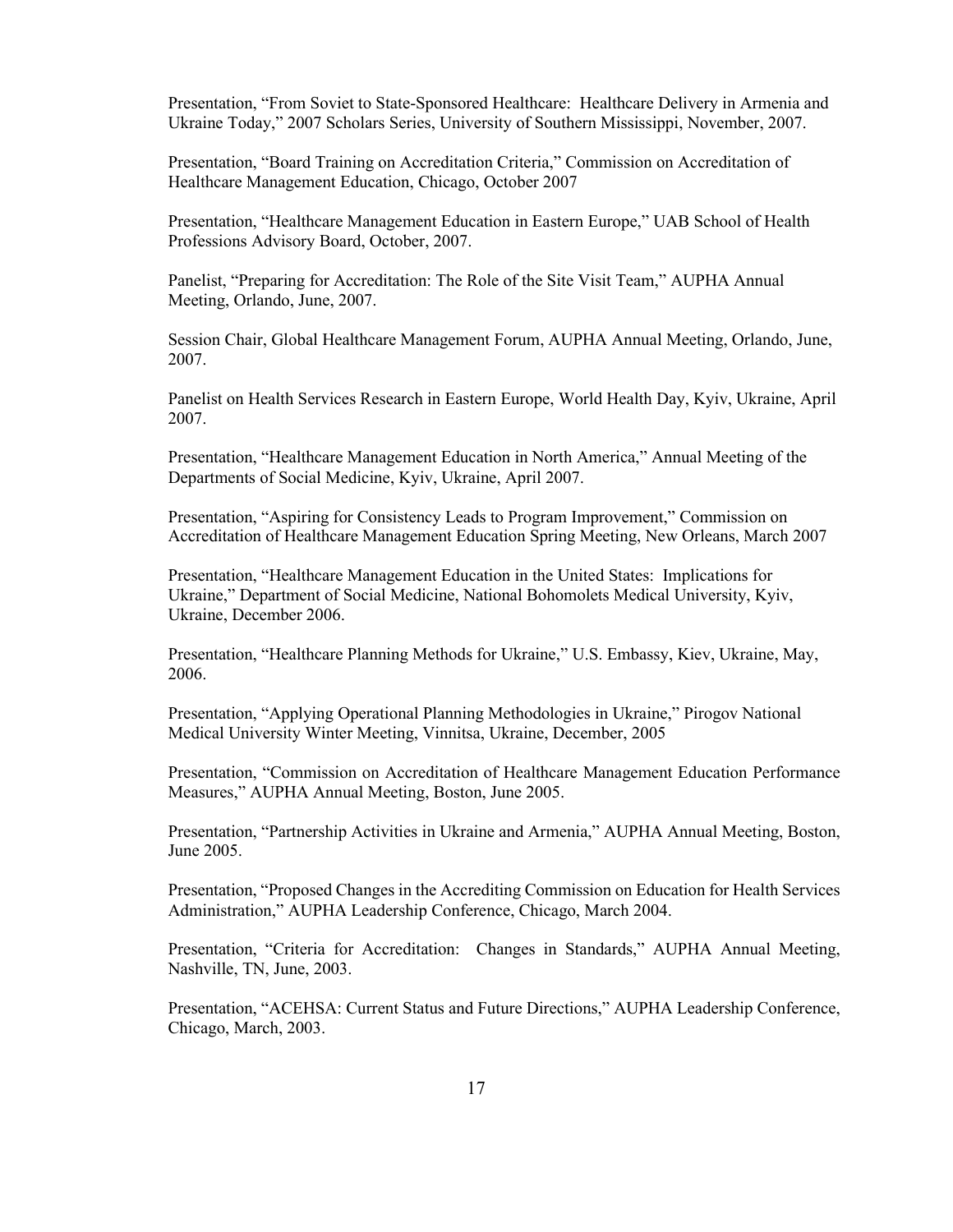Presentation, "From Soviet to State-Sponsored Healthcare: Healthcare Delivery in Armenia and Ukraine Today," 2007 Scholars Series, University of Southern Mississippi, November, 2007.

Presentation, "Board Training on Accreditation Criteria," Commission on Accreditation of Healthcare Management Education, Chicago, October 2007

Presentation, "Healthcare Management Education in Eastern Europe," UAB School of Health Professions Advisory Board, October, 2007.

Panelist, "Preparing for Accreditation: The Role of the Site Visit Team," AUPHA Annual Meeting, Orlando, June, 2007.

Session Chair, Global Healthcare Management Forum, AUPHA Annual Meeting, Orlando, June, 2007.

Panelist on Health Services Research in Eastern Europe, World Health Day, Kyiv, Ukraine, April 2007.

Presentation, "Healthcare Management Education in North America," Annual Meeting of the Departments of Social Medicine, Kyiv, Ukraine, April 2007.

Presentation, "Aspiring for Consistency Leads to Program Improvement," Commission on Accreditation of Healthcare Management Education Spring Meeting, New Orleans, March 2007

Presentation, "Healthcare Management Education in the United States: Implications for Ukraine," Department of Social Medicine, National Bohomolets Medical University, Kyiv, Ukraine, December 2006.

Presentation, "Healthcare Planning Methods for Ukraine," U.S. Embassy, Kiev, Ukraine, May, 2006.

Presentation, "Applying Operational Planning Methodologies in Ukraine," Pirogov National Medical University Winter Meeting, Vinnitsa, Ukraine, December, 2005

Presentation, "Commission on Accreditation of Healthcare Management Education Performance Measures," AUPHA Annual Meeting, Boston, June 2005.

Presentation, "Partnership Activities in Ukraine and Armenia," AUPHA Annual Meeting, Boston, June 2005.

Presentation, "Proposed Changes in the Accrediting Commission on Education for Health Services Administration," AUPHA Leadership Conference, Chicago, March 2004.

Presentation, "Criteria for Accreditation: Changes in Standards," AUPHA Annual Meeting, Nashville, TN, June, 2003.

Presentation, "ACEHSA: Current Status and Future Directions," AUPHA Leadership Conference, Chicago, March, 2003.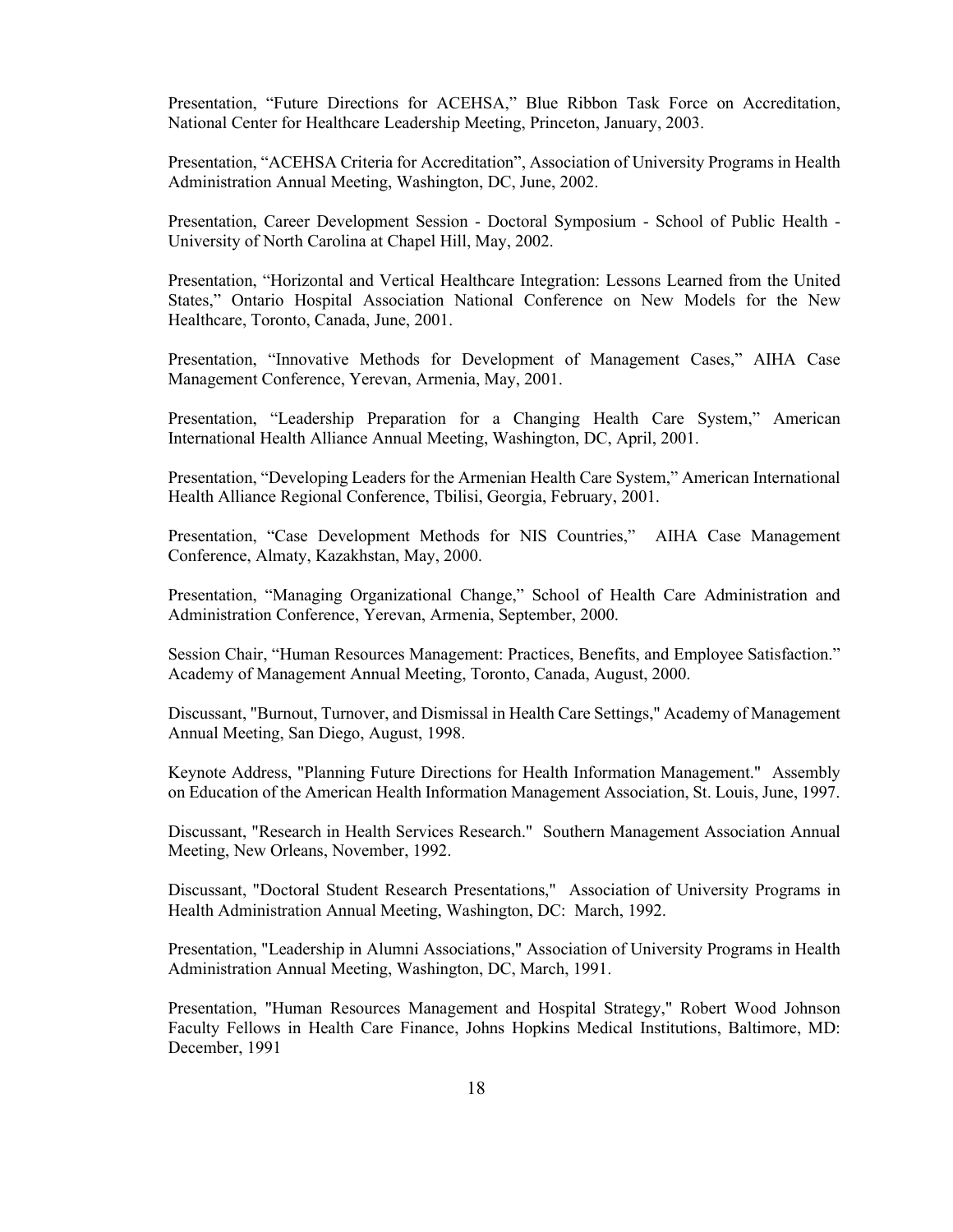Presentation, “Future Directions for ACEHSA,” Blue Ribbon Task Force on Accreditation, National Center for Healthcare Leadership Meeting, Princeton, January, 2003.

Presentation, “ACEHSA Criteria for Accreditation”, Association of University Programs in Health Administration Annual Meeting, Washington, DC, June, 2002.

Presentation, Career Development Session - Doctoral Symposium - School of Public Health - University of North Carolina at Chapel Hill, May, 2002.

Presentation, “Horizontal and Vertical Healthcare Integration: Lessons Learned from the United States,” Ontario Hospital Association National Conference on New Models for the New Healthcare, Toronto, Canada, June, 2001.

Presentation, “Innovative Methods for Development of Management Cases,” AIHA Case Management Conference, Yerevan, Armenia, May, 2001.

Presentation, “Leadership Preparation for a Changing Health Care System,” American International Health Alliance Annual Meeting, Washington, DC, April, 2001.

Presentation, “Developing Leaders for the Armenian Health Care System,” American International Health Alliance Regional Conference, Tbilisi, Georgia, February, 2001.

Presentation, “Case Development Methods for NIS Countries,” AIHA Case Management Conference, Almaty, Kazakhstan, May, 2000.

Presentation, “Managing Organizational Change,” School of Health Care Administration and Administration Conference, Yerevan, Armenia, September, 2000.

Session Chair, “Human Resources Management: Practices, Benefits, and Employee Satisfaction.” Academy of Management Annual Meeting, Toronto, Canada, August, 2000.

Discussant, "Burnout, Turnover, and Dismissal in Health Care Settings," Academy of Management Annual Meeting, San Diego, August, 1998.

Keynote Address, "Planning Future Directions for Health Information Management." Assembly on Education of the American Health Information Management Association, St. Louis, June, 1997.

Discussant, "Research in Health Services Research." Southern Management Association Annual Meeting, New Orleans, November, 1992.

Discussant, "Doctoral Student Research Presentations," Association of University Programs in Health Administration Annual Meeting, Washington, DC: March, 1992.

Presentation, "Leadership in Alumni Associations," Association of University Programs in Health Administration Annual Meeting, Washington, DC, March, 1991.

Presentation, "Human Resources Management and Hospital Strategy," Robert Wood Johnson Faculty Fellows in Health Care Finance, Johns Hopkins Medical Institutions, Baltimore, MD: December, 1991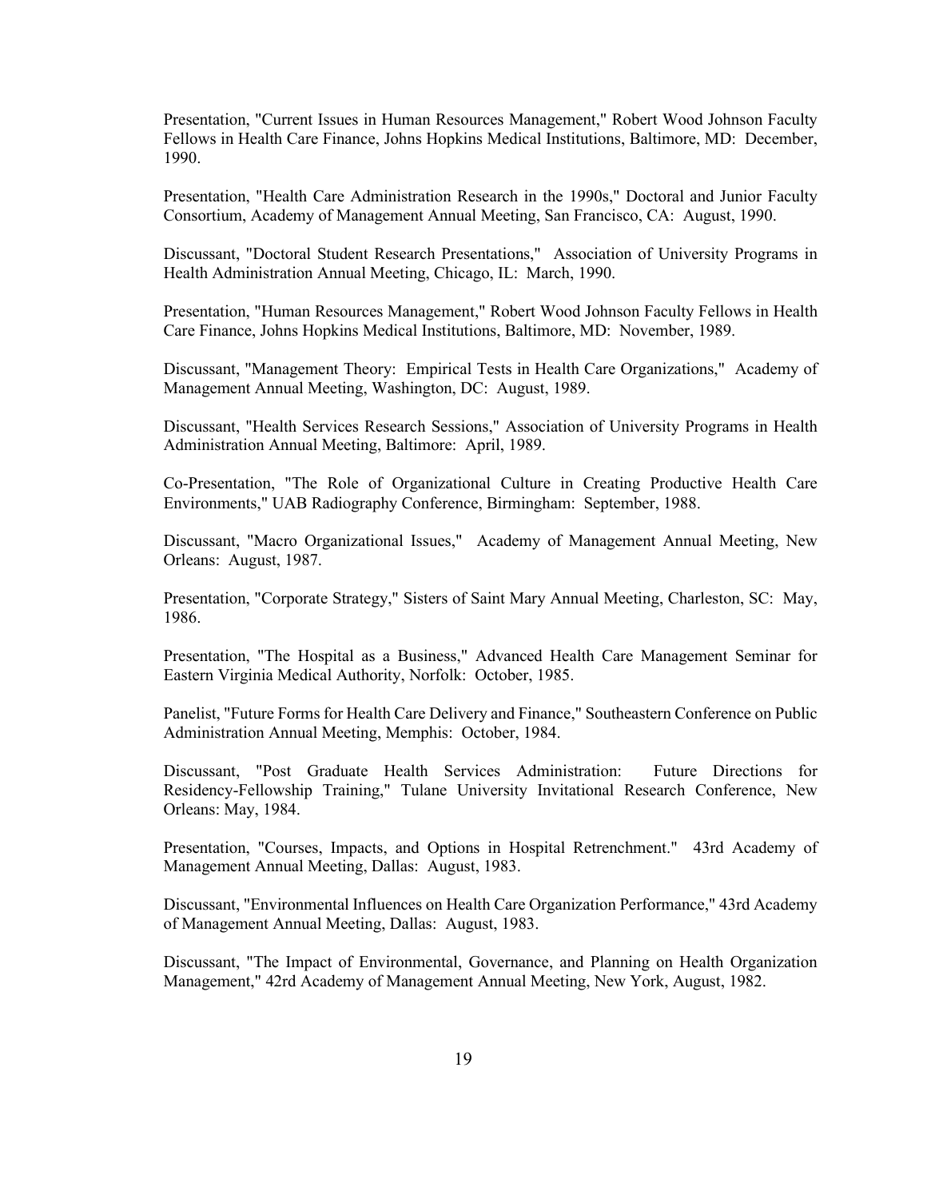Presentation, "Current Issues in Human Resources Management," Robert Wood Johnson Faculty Fellows in Health Care Finance, Johns Hopkins Medical Institutions, Baltimore, MD: December, 1990.

Presentation, "Health Care Administration Research in the 1990s," Doctoral and Junior Faculty Consortium, Academy of Management Annual Meeting, San Francisco, CA: August, 1990.

Discussant, "Doctoral Student Research Presentations," Association of University Programs in Health Administration Annual Meeting, Chicago, IL: March, 1990.

Presentation, "Human Resources Management," Robert Wood Johnson Faculty Fellows in Health Care Finance, Johns Hopkins Medical Institutions, Baltimore, MD: November, 1989.

Discussant, "Management Theory: Empirical Tests in Health Care Organizations," Academy of Management Annual Meeting, Washington, DC: August, 1989.

Discussant, "Health Services Research Sessions," Association of University Programs in Health Administration Annual Meeting, Baltimore: April, 1989.

Co-Presentation, "The Role of Organizational Culture in Creating Productive Health Care Environments," UAB Radiography Conference, Birmingham: September, 1988.

Discussant, "Macro Organizational Issues," Academy of Management Annual Meeting, New Orleans: August, 1987.

Presentation, "Corporate Strategy," Sisters of Saint Mary Annual Meeting, Charleston, SC: May, 1986.

Presentation, "The Hospital as a Business," Advanced Health Care Management Seminar for Eastern Virginia Medical Authority, Norfolk: October, 1985.

Panelist, "Future Forms for Health Care Delivery and Finance," Southeastern Conference on Public Administration Annual Meeting, Memphis: October, 1984.

Discussant, "Post Graduate Health Services Administration: Future Directions for Residency-Fellowship Training," Tulane University Invitational Research Conference, New Orleans: May, 1984.

Presentation, "Courses, Impacts, and Options in Hospital Retrenchment." 43rd Academy of Management Annual Meeting, Dallas: August, 1983.

Discussant, "Environmental Influences on Health Care Organization Performance," 43rd Academy of Management Annual Meeting, Dallas: August, 1983.

Discussant, "The Impact of Environmental, Governance, and Planning on Health Organization Management," 42rd Academy of Management Annual Meeting, New York, August, 1982.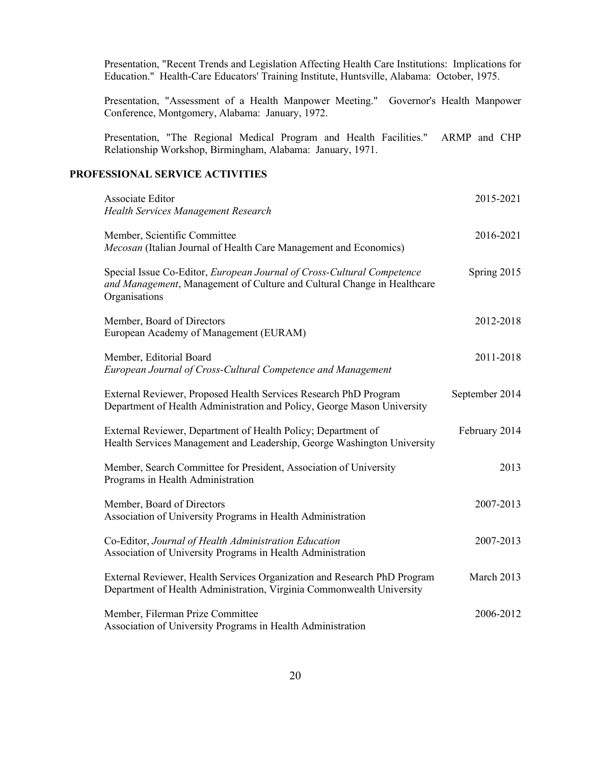Presentation, "Recent Trends and Legislation Affecting Health Care Institutions: Implications for Education." Health-Care Educators' Training Institute, Huntsville, Alabama: October, 1975.

Presentation, "Assessment of a Health Manpower Meeting." Governor's Health Manpower Conference, Montgomery, Alabama: January, 1972.

Presentation, "The Regional Medical Program and Health Facilities." ARMP and CHP Relationship Workshop, Birmingham, Alabama: January, 1971.

## PROFESSIONAL SERVICE ACTIVITIES

Associate Editor — 2015-2021
*Health Services Management Research*

Member, Scientific Committee — 2016-2021
*Mecosan* (Italian Journal of Health Care Management and Economics)

Special Issue Co-Editor, *European Journal of Cross-Cultural Competence and Management*, Management of Culture and Cultural Change in Healthcare Organisations — Spring 2015

Member, Board of Directors — 2012-2018
European Academy of Management (EURAM)

Member, Editorial Board — 2011-2018
*European Journal of Cross-Cultural Competence and Management*

External Reviewer, Proposed Health Services Research PhD Program — September 2014
Department of Health Administration and Policy, George Mason University

External Reviewer, Department of Health Policy; Department of Health Services Management and Leadership, George Washington University — February 2014

Member, Search Committee for President, Association of University Programs in Health Administration — 2013

Member, Board of Directors — 2007-2013
Association of University Programs in Health Administration

Co-Editor, *Journal of Health Administration Education* — 2007-2013
Association of University Programs in Health Administration

External Reviewer, Health Services Organization and Research PhD Program — March 2013
Department of Health Administration, Virginia Commonwealth University

Member, Filerman Prize Committee — 2006-2012
Association of University Programs in Health Administration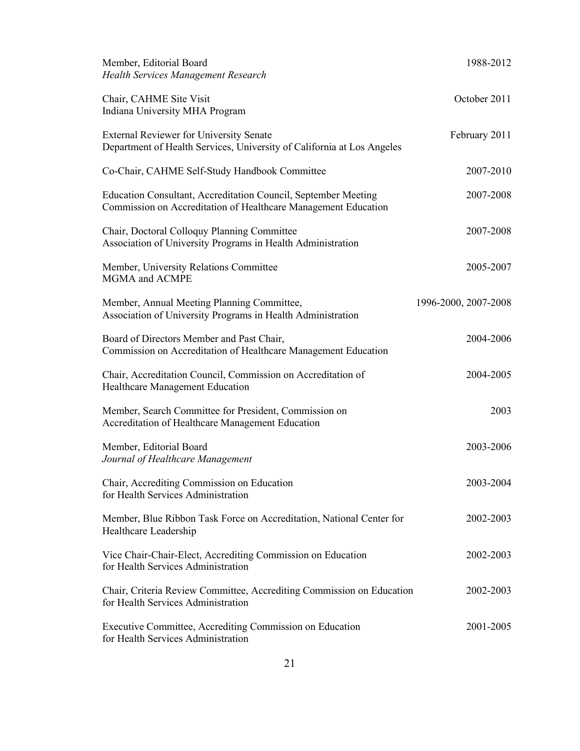Member, Editorial Board  
*Health Services Management Research* — 1988-2012

Chair, CAHME Site Visit  
Indiana University MHA Program — October 2011

External Reviewer for University Senate  
Department of Health Services, University of California at Los Angeles — February 2011

Co-Chair, CAHME Self-Study Handbook Committee — 2007-2010

Education Consultant, Accreditation Council, September Meeting  
Commission on Accreditation of Healthcare Management Education — 2007-2008

Chair, Doctoral Colloquy Planning Committee  
Association of University Programs in Health Administration — 2007-2008

Member, University Relations Committee  
MGMA and ACMPE — 2005-2007

Member, Annual Meeting Planning Committee,  
Association of University Programs in Health Administration — 1996-2000, 2007-2008

Board of Directors Member and Past Chair,  
Commission on Accreditation of Healthcare Management Education — 2004-2006

Chair, Accreditation Council, Commission on Accreditation of  
Healthcare Management Education — 2004-2005

Member, Search Committee for President, Commission on  
Accreditation of Healthcare Management Education — 2003

Member, Editorial Board  
*Journal of Healthcare Management* — 2003-2006

Chair, Accrediting Commission on Education  
for Health Services Administration — 2003-2004

Member, Blue Ribbon Task Force on Accreditation, National Center for  
Healthcare Leadership — 2002-2003

Vice Chair-Chair-Elect, Accrediting Commission on Education  
for Health Services Administration — 2002-2003

Chair, Criteria Review Committee, Accrediting Commission on Education  
for Health Services Administration — 2002-2003

Executive Committee, Accrediting Commission on Education  
for Health Services Administration — 2001-2005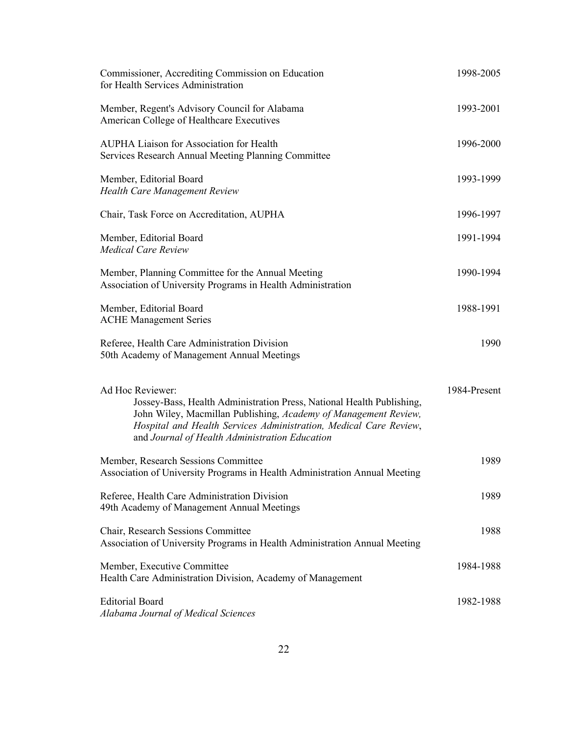Commissioner, Accrediting Commission on Education for Health Services Administration — 1998-2005

Member, Regent's Advisory Council for Alabama American College of Healthcare Executives — 1993-2001

AUPHA Liaison for Association for Health Services Research Annual Meeting Planning Committee — 1996-2000

Member, Editorial Board *Health Care Management Review* — 1993-1999

Chair, Task Force on Accreditation, AUPHA — 1996-1997

Member, Editorial Board *Medical Care Review* — 1991-1994

Member, Planning Committee for the Annual Meeting Association of University Programs in Health Administration — 1990-1994

Member, Editorial Board ACHE Management Series — 1988-1991

Referee, Health Care Administration Division 50th Academy of Management Annual Meetings — 1990

Ad Hoc Reviewer: — 1984-Present
Jossey-Bass, Health Administration Press, National Health Publishing, John Wiley, Macmillan Publishing, *Academy of Management Review, Hospital and Health Services Administration, Medical Care Review*, and *Journal of Health Administration Education*

Member, Research Sessions Committee Association of University Programs in Health Administration Annual Meeting — 1989

Referee, Health Care Administration Division 49th Academy of Management Annual Meetings — 1989

Chair, Research Sessions Committee Association of University Programs in Health Administration Annual Meeting — 1988

Member, Executive Committee Health Care Administration Division, Academy of Management — 1984-1988

Editorial Board *Alabama Journal of Medical Sciences* — 1982-1988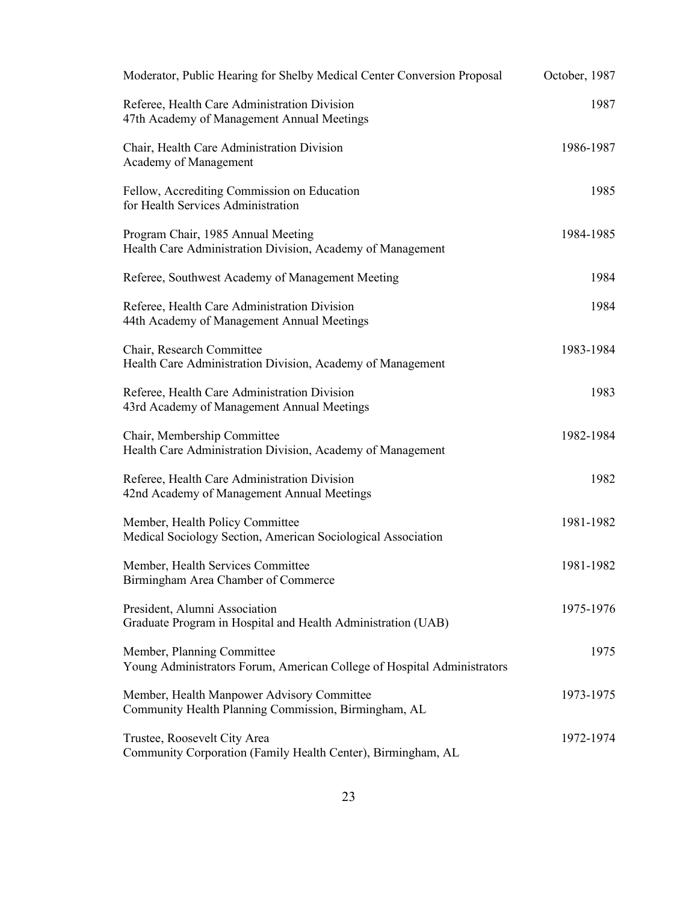| | |
|---|---|
| Moderator, Public Hearing for Shelby Medical Center Conversion Proposal | October, 1987 |
| Referee, Health Care Administration Division<br>47th Academy of Management Annual Meetings | 1987 |
| Chair, Health Care Administration Division<br>Academy of Management | 1986-1987 |
| Fellow, Accrediting Commission on Education<br>for Health Services Administration | 1985 |
| Program Chair, 1985 Annual Meeting<br>Health Care Administration Division, Academy of Management | 1984-1985 |
| Referee, Southwest Academy of Management Meeting | 1984 |
| Referee, Health Care Administration Division<br>44th Academy of Management Annual Meetings | 1984 |
| Chair, Research Committee<br>Health Care Administration Division, Academy of Management | 1983-1984 |
| Referee, Health Care Administration Division<br>43rd Academy of Management Annual Meetings | 1983 |
| Chair, Membership Committee<br>Health Care Administration Division, Academy of Management | 1982-1984 |
| Referee, Health Care Administration Division<br>42nd Academy of Management Annual Meetings | 1982 |
| Member, Health Policy Committee<br>Medical Sociology Section, American Sociological Association | 1981-1982 |
| Member, Health Services Committee<br>Birmingham Area Chamber of Commerce | 1981-1982 |
| President, Alumni Association<br>Graduate Program in Hospital and Health Administration (UAB) | 1975-1976 |
| Member, Planning Committee<br>Young Administrators Forum, American College of Hospital Administrators | 1975 |
| Member, Health Manpower Advisory Committee<br>Community Health Planning Commission, Birmingham, AL | 1973-1975 |
| Trustee, Roosevelt City Area<br>Community Corporation (Family Health Center), Birmingham, AL | 1972-1974 |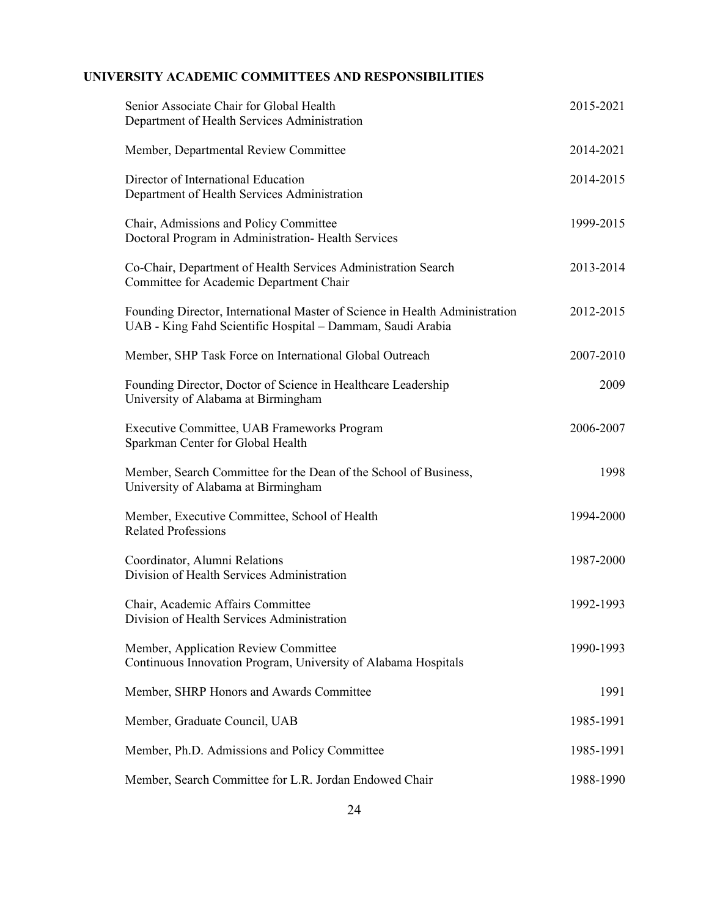## UNIVERSITY ACADEMIC COMMITTEES AND RESPONSIBILITIES

| | |
|---|---|
| Senior Associate Chair for Global Health<br>Department of Health Services Administration | 2015-2021 |
| Member, Departmental Review Committee | 2014-2021 |
| Director of International Education<br>Department of Health Services Administration | 2014-2015 |
| Chair, Admissions and Policy Committee<br>Doctoral Program in Administration- Health Services | 1999-2015 |
| Co-Chair, Department of Health Services Administration Search Committee for Academic Department Chair | 2013-2014 |
| Founding Director, International Master of Science in Health Administration<br>UAB - King Fahd Scientific Hospital – Dammam, Saudi Arabia | 2012-2015 |
| Member, SHP Task Force on International Global Outreach | 2007-2010 |
| Founding Director, Doctor of Science in Healthcare Leadership<br>University of Alabama at Birmingham | 2009 |
| Executive Committee, UAB Frameworks Program<br>Sparkman Center for Global Health | 2006-2007 |
| Member, Search Committee for the Dean of the School of Business,<br>University of Alabama at Birmingham | 1998 |
| Member, Executive Committee, School of Health Related Professions | 1994-2000 |
| Coordinator, Alumni Relations<br>Division of Health Services Administration | 1987-2000 |
| Chair, Academic Affairs Committee<br>Division of Health Services Administration | 1992-1993 |
| Member, Application Review Committee<br>Continuous Innovation Program, University of Alabama Hospitals | 1990-1993 |
| Member, SHRP Honors and Awards Committee | 1991 |
| Member, Graduate Council, UAB | 1985-1991 |
| Member, Ph.D. Admissions and Policy Committee | 1985-1991 |
| Member, Search Committee for L.R. Jordan Endowed Chair | 1988-1990 |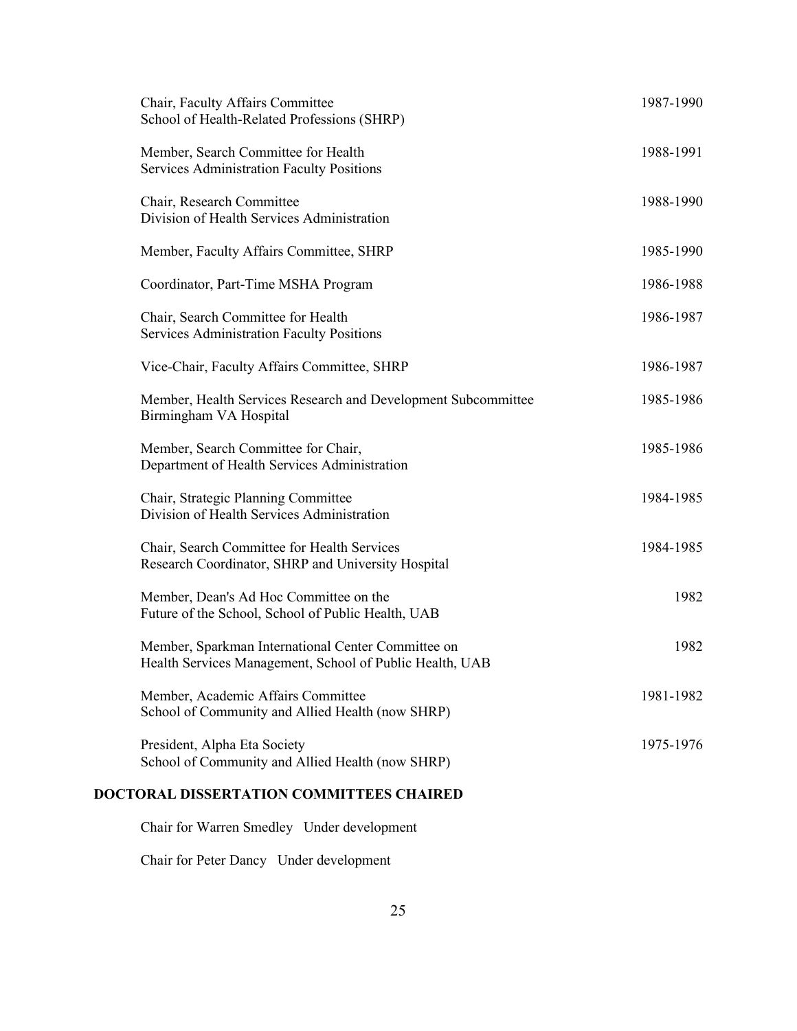| | |
|---|---|
| Chair, Faculty Affairs Committee<br>School of Health-Related Professions (SHRP) | 1987-1990 |
| Member, Search Committee for Health<br>Services Administration Faculty Positions | 1988-1991 |
| Chair, Research Committee<br>Division of Health Services Administration | 1988-1990 |
| Member, Faculty Affairs Committee, SHRP | 1985-1990 |
| Coordinator, Part-Time MSHA Program | 1986-1988 |
| Chair, Search Committee for Health<br>Services Administration Faculty Positions | 1986-1987 |
| Vice-Chair, Faculty Affairs Committee, SHRP | 1986-1987 |
| Member, Health Services Research and Development Subcommittee<br>Birmingham VA Hospital | 1985-1986 |
| Member, Search Committee for Chair,<br>Department of Health Services Administration | 1985-1986 |
| Chair, Strategic Planning Committee<br>Division of Health Services Administration | 1984-1985 |
| Chair, Search Committee for Health Services<br>Research Coordinator, SHRP and University Hospital | 1984-1985 |
| Member, Dean's Ad Hoc Committee on the<br>Future of the School, School of Public Health, UAB | 1982 |
| Member, Sparkman International Center Committee on<br>Health Services Management, School of Public Health, UAB | 1982 |
| Member, Academic Affairs Committee<br>School of Community and Allied Health (now SHRP) | 1981-1982 |
| President, Alpha Eta Society<br>School of Community and Allied Health (now SHRP) | 1975-1976 |

## DOCTORAL DISSERTATION COMMITTEES CHAIRED

Chair for Warren Smedley Under development

Chair for Peter Dancy Under development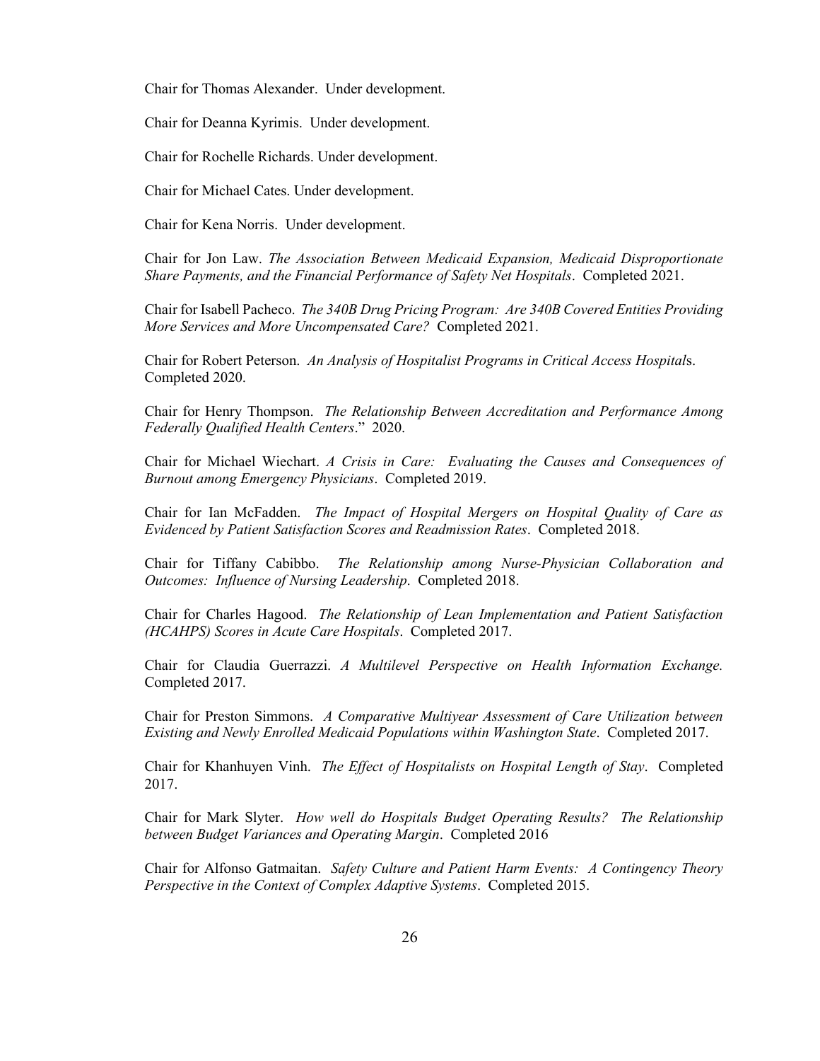Chair for Thomas Alexander. Under development.

Chair for Deanna Kyrimis. Under development.

Chair for Rochelle Richards. Under development.

Chair for Michael Cates. Under development.

Chair for Kena Norris. Under development.

Chair for Jon Law. *The Association Between Medicaid Expansion, Medicaid Disproportionate Share Payments, and the Financial Performance of Safety Net Hospitals*. Completed 2021.

Chair for Isabell Pacheco. *The 340B Drug Pricing Program: Are 340B Covered Entities Providing More Services and More Uncompensated Care?* Completed 2021.

Chair for Robert Peterson. *An Analysis of Hospitalist Programs in Critical Access Hospital*s. Completed 2020.

Chair for Henry Thompson. *The Relationship Between Accreditation and Performance Among Federally Qualified Health Centers*." 2020.

Chair for Michael Wiechart. *A Crisis in Care: Evaluating the Causes and Consequences of Burnout among Emergency Physicians*. Completed 2019.

Chair for Ian McFadden. *The Impact of Hospital Mergers on Hospital Quality of Care as Evidenced by Patient Satisfaction Scores and Readmission Rates*. Completed 2018.

Chair for Tiffany Cabibbo. *The Relationship among Nurse-Physician Collaboration and Outcomes: Influence of Nursing Leadership*. Completed 2018.

Chair for Charles Hagood. *The Relationship of Lean Implementation and Patient Satisfaction (HCAHPS) Scores in Acute Care Hospitals*. Completed 2017.

Chair for Claudia Guerrazzi. *A Multilevel Perspective on Health Information Exchange.* Completed 2017.

Chair for Preston Simmons. *A Comparative Multiyear Assessment of Care Utilization between Existing and Newly Enrolled Medicaid Populations within Washington State*. Completed 2017.

Chair for Khanhuyen Vinh. *The Effect of Hospitalists on Hospital Length of Stay*. Completed 2017.

Chair for Mark Slyter. *How well do Hospitals Budget Operating Results? The Relationship between Budget Variances and Operating Margin*. Completed 2016

Chair for Alfonso Gatmaitan. *Safety Culture and Patient Harm Events: A Contingency Theory Perspective in the Context of Complex Adaptive Systems*. Completed 2015.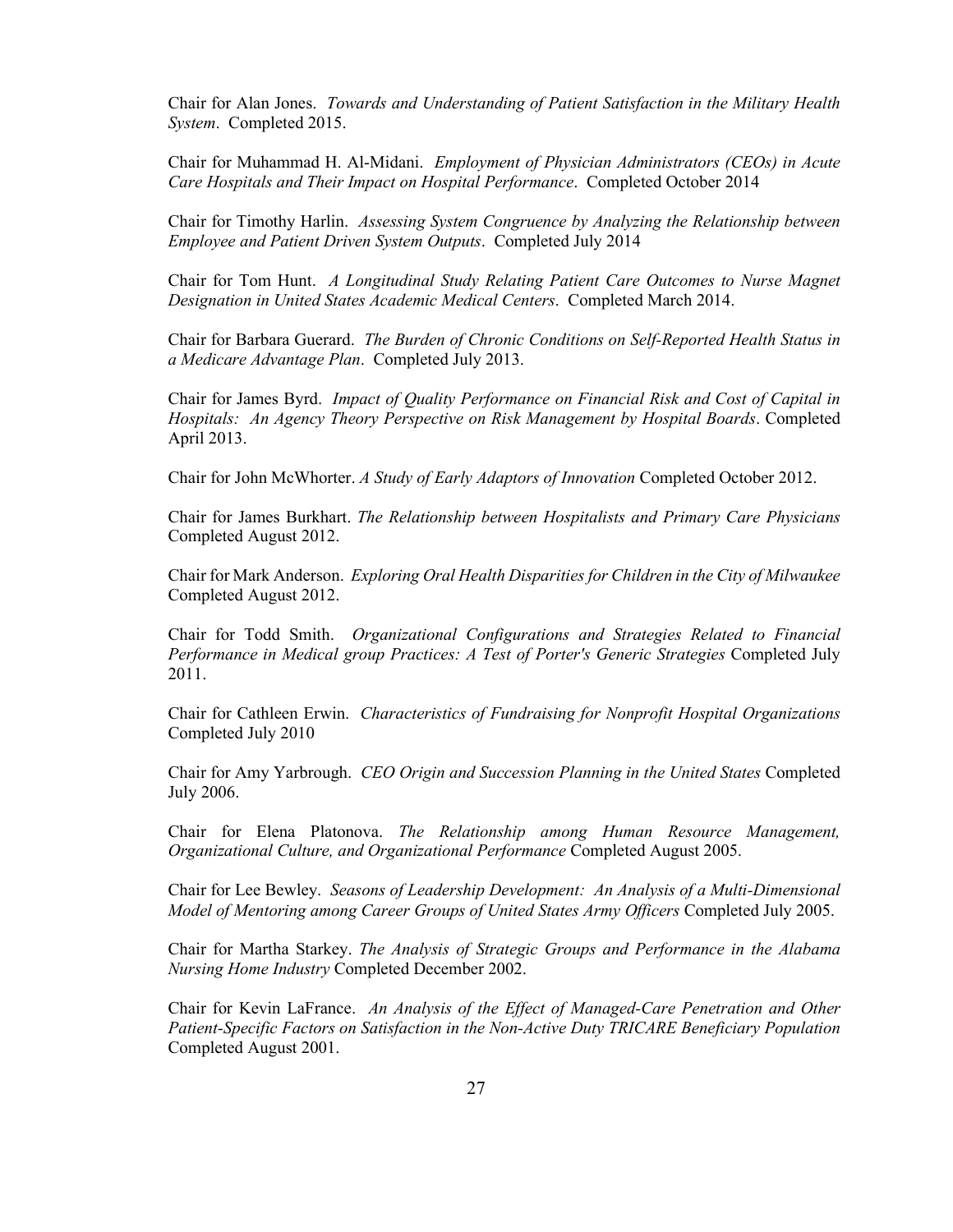Chair for Alan Jones. *Towards and Understanding of Patient Satisfaction in the Military Health System*. Completed 2015.

Chair for Muhammad H. Al-Midani. *Employment of Physician Administrators (CEOs) in Acute Care Hospitals and Their Impact on Hospital Performance*. Completed October 2014

Chair for Timothy Harlin. *Assessing System Congruence by Analyzing the Relationship between Employee and Patient Driven System Outputs*. Completed July 2014

Chair for Tom Hunt. *A Longitudinal Study Relating Patient Care Outcomes to Nurse Magnet Designation in United States Academic Medical Centers*. Completed March 2014.

Chair for Barbara Guerard. *The Burden of Chronic Conditions on Self-Reported Health Status in a Medicare Advantage Plan*. Completed July 2013.

Chair for James Byrd. *Impact of Quality Performance on Financial Risk and Cost of Capital in Hospitals: An Agency Theory Perspective on Risk Management by Hospital Boards*. Completed April 2013.

Chair for John McWhorter. *A Study of Early Adaptors of Innovation* Completed October 2012.

Chair for James Burkhart. *The Relationship between Hospitalists and Primary Care Physicians* Completed August 2012.

Chair for Mark Anderson. *Exploring Oral Health Disparities for Children in the City of Milwaukee* Completed August 2012.

Chair for Todd Smith. *Organizational Configurations and Strategies Related to Financial Performance in Medical group Practices: A Test of Porter's Generic Strategies* Completed July 2011.

Chair for Cathleen Erwin. *Characteristics of Fundraising for Nonprofit Hospital Organizations* Completed July 2010

Chair for Amy Yarbrough. *CEO Origin and Succession Planning in the United States* Completed July 2006.

Chair for Elena Platonova. *The Relationship among Human Resource Management, Organizational Culture, and Organizational Performance* Completed August 2005.

Chair for Lee Bewley. *Seasons of Leadership Development: An Analysis of a Multi-Dimensional Model of Mentoring among Career Groups of United States Army Officers* Completed July 2005.

Chair for Martha Starkey. *The Analysis of Strategic Groups and Performance in the Alabama Nursing Home Industry* Completed December 2002.

Chair for Kevin LaFrance. *An Analysis of the Effect of Managed-Care Penetration and Other Patient-Specific Factors on Satisfaction in the Non-Active Duty TRICARE Beneficiary Population* Completed August 2001.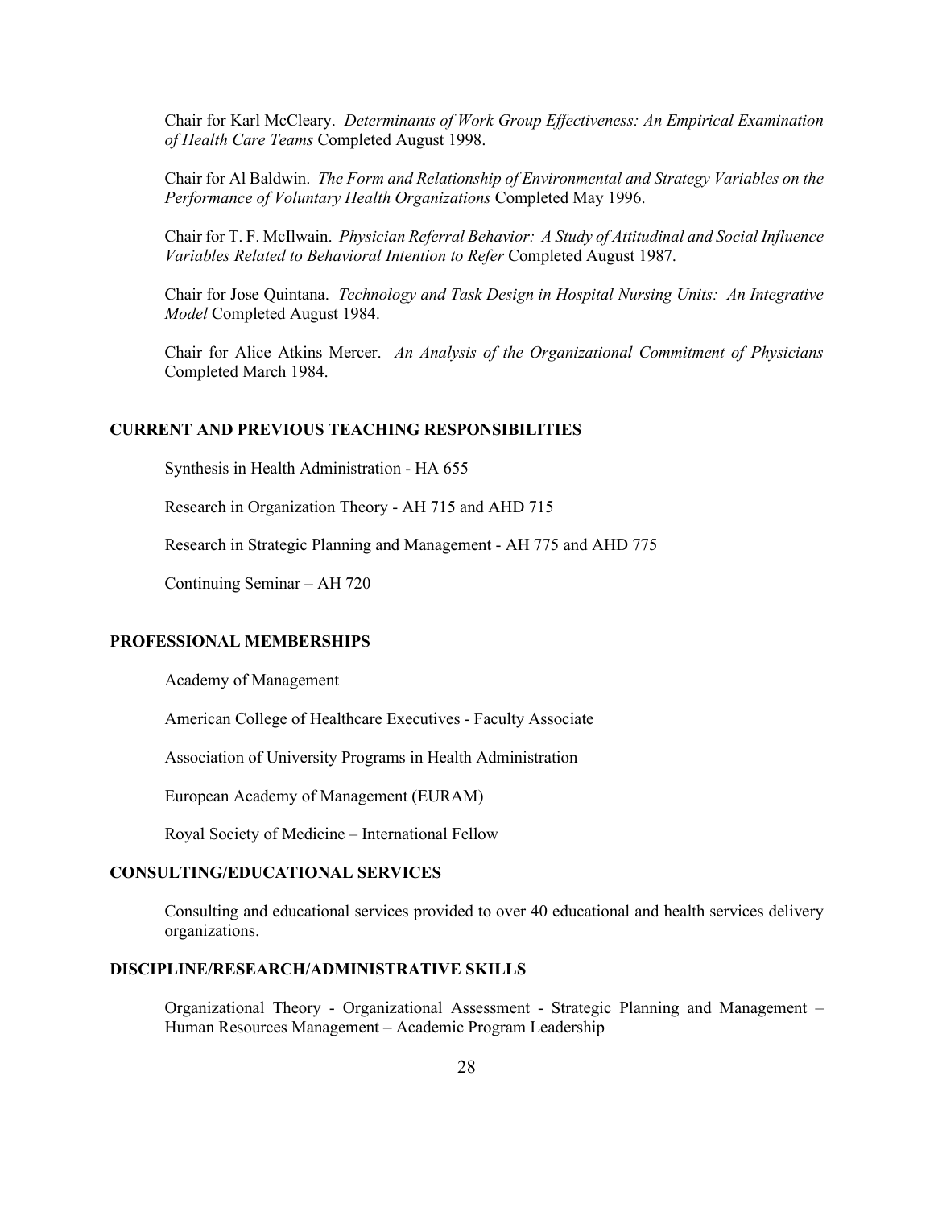Chair for Karl McCleary. *Determinants of Work Group Effectiveness: An Empirical Examination of Health Care Teams* Completed August 1998.

Chair for Al Baldwin. *The Form and Relationship of Environmental and Strategy Variables on the Performance of Voluntary Health Organizations* Completed May 1996.

Chair for T. F. McIlwain. *Physician Referral Behavior: A Study of Attitudinal and Social Influence Variables Related to Behavioral Intention to Refer* Completed August 1987.

Chair for Jose Quintana. *Technology and Task Design in Hospital Nursing Units: An Integrative Model* Completed August 1984.

Chair for Alice Atkins Mercer. *An Analysis of the Organizational Commitment of Physicians* Completed March 1984.

## CURRENT AND PREVIOUS TEACHING RESPONSIBILITIES

Synthesis in Health Administration - HA 655

Research in Organization Theory - AH 715 and AHD 715

Research in Strategic Planning and Management - AH 775 and AHD 775

Continuing Seminar – AH 720

## PROFESSIONAL MEMBERSHIPS

Academy of Management

American College of Healthcare Executives - Faculty Associate

Association of University Programs in Health Administration

European Academy of Management (EURAM)

Royal Society of Medicine – International Fellow

## CONSULTING/EDUCATIONAL SERVICES

Consulting and educational services provided to over 40 educational and health services delivery organizations.

## DISCIPLINE/RESEARCH/ADMINISTRATIVE SKILLS

Organizational Theory - Organizational Assessment - Strategic Planning and Management – Human Resources Management – Academic Program Leadership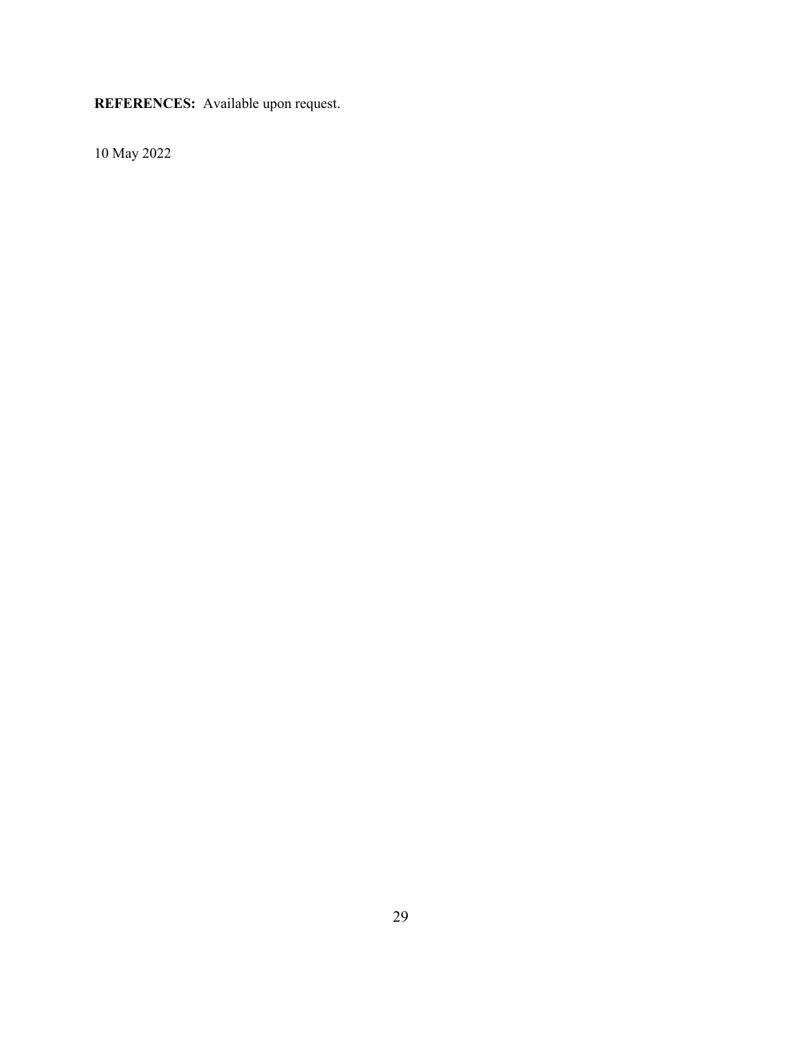**REFERENCES:** Available upon request.

10 May 2022